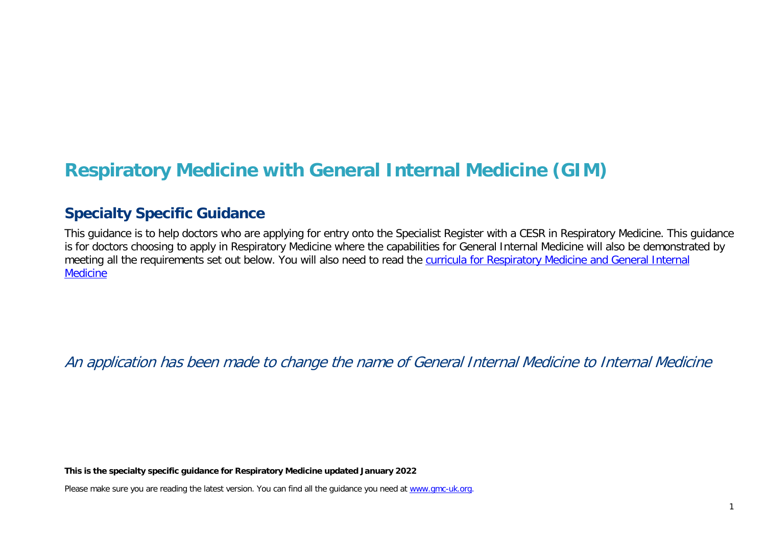# Respiratory Medicine with General Internal Medicine (GIM)

## Specialty Specific Guidance

This guidance is to help doctors who are applying for entry onto the Specialist Register with a CESR in Respiratory Medicine. This guidance is for doctors choosing to apply in Respiratory Medicine where the capabilities for General Internal Medicine will also be demonstrated by meeting all the requirements set out below. You will also need to read the [curricula for Respiratory Medicine and General Internal Medicine](#)

*An application has been made to change the name of General Internal Medicine to Internal Medicine*

**This is the specialty specific guidance for Respiratory Medicine updated January 2022**

Please make sure you are reading the latest version. You can find all the guidance you need at [www.gmc-uk.org](http://www.gmc-uk.org).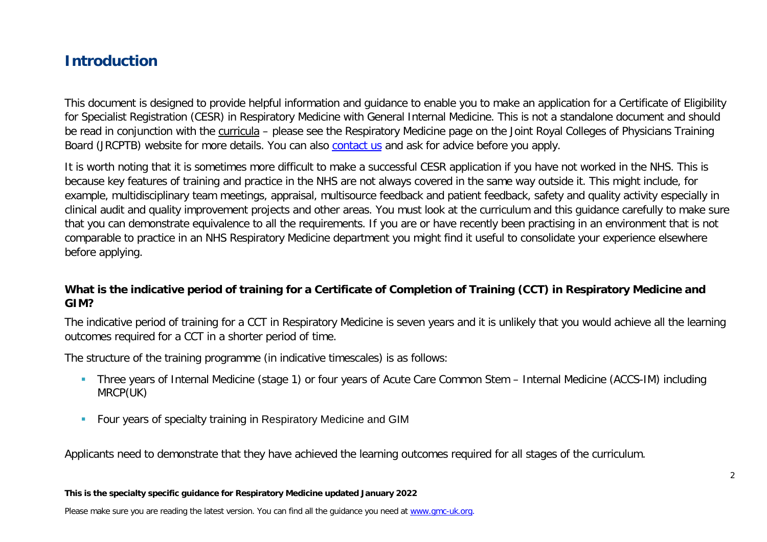# Introduction

This document is designed to provide helpful information and guidance to enable you to make an application for a Certificate of Eligibility for Specialist Registration (CESR) in Respiratory Medicine with General Internal Medicine. This is not a standalone document and should be read in conjunction with the curricula – please see the Respiratory Medicine page on the Joint Royal Colleges of Physicians Training Board (JRCPTB) website for more details. You can also contact us and ask for advice before you apply.

It is worth noting that it is sometimes more difficult to make a successful CESR application if you have not worked in the NHS. This is because key features of training and practice in the NHS are not always covered in the same way outside it. This might include, for example, multidisciplinary team meetings, appraisal, multisource feedback and patient feedback, safety and quality activity especially in clinical audit and quality improvement projects and other areas. You must look at the curriculum and this guidance carefully to make sure that you can demonstrate equivalence to all the requirements. If you are or have recently been practising in an environment that is not comparable to practice in an NHS Respiratory Medicine department you might find it useful to consolidate your experience elsewhere before applying.

### What is the indicative period of training for a Certificate of Completion of Training (CCT) in Respiratory Medicine and GIM?

The indicative period of training for a CCT in Respiratory Medicine is seven years and it is unlikely that you would achieve all the learning outcomes required for a CCT in a shorter period of time.

The structure of the training programme (in indicative timescales) is as follows:

- Three years of Internal Medicine (stage 1) or four years of Acute Care Common Stem – Internal Medicine (ACCS-IM) including MRCP(UK)
- Four years of specialty training in Respiratory Medicine and GIM

Applicants need to demonstrate that they have achieved the learning outcomes required for all stages of the curriculum.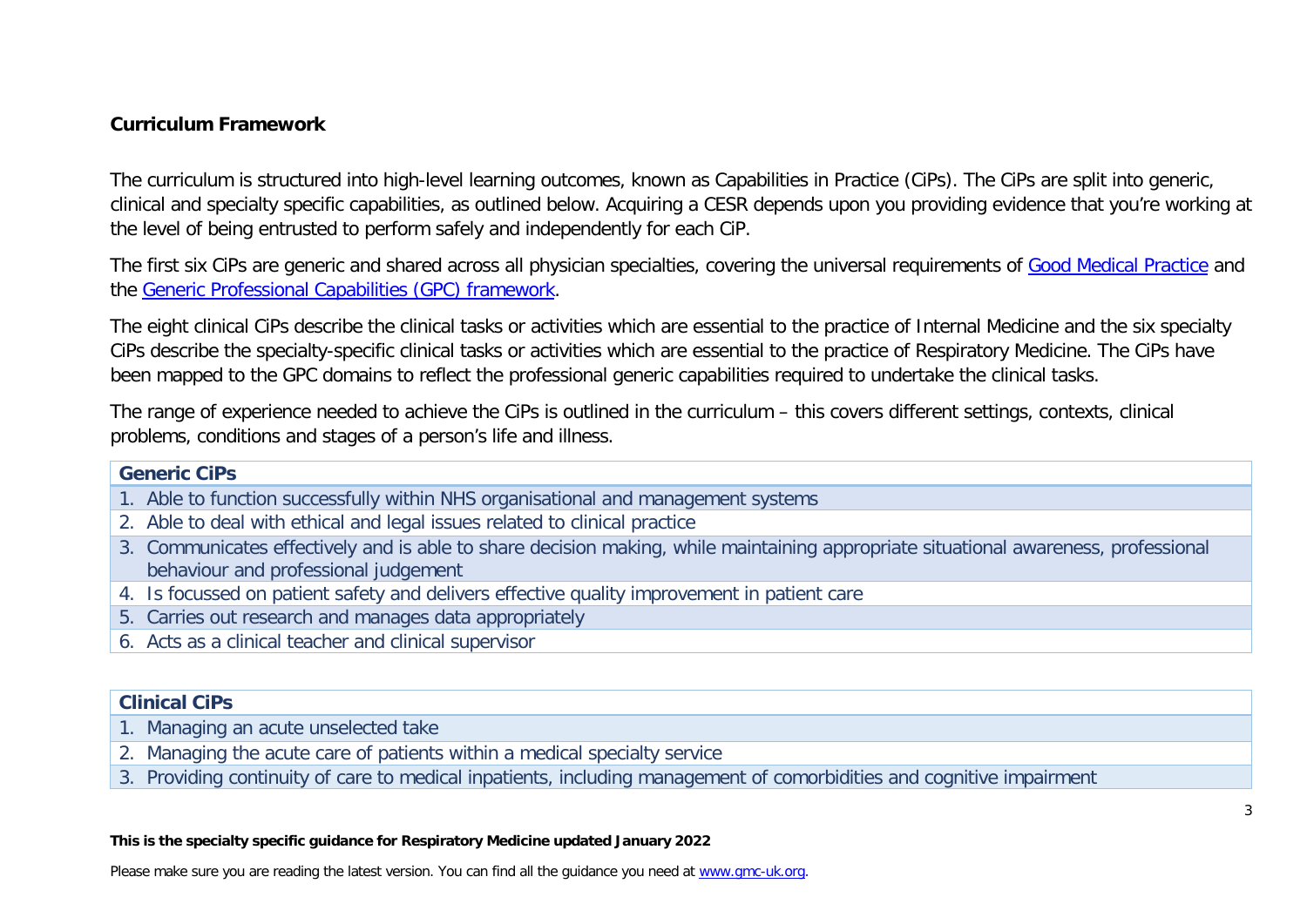## Curriculum Framework

The curriculum is structured into high-level learning outcomes, known as Capabilities in Practice (CiPs). The CiPs are split into generic, clinical and specialty specific capabilities, as outlined below. Acquiring a CESR depends upon you providing evidence that you're working at the level of being entrusted to perform safely and independently for each CiP.

The first six CiPs are generic and shared across all physician specialties, covering the universal requirements of [Good Medical Practice] and the [Generic Professional Capabilities (GPC) framework].

The eight clinical CiPs describe the clinical tasks or activities which are essential to the practice of Internal Medicine and the six specialty CiPs describe the specialty-specific clinical tasks or activities which are essential to the practice of Respiratory Medicine. The CiPs have been mapped to the GPC domains to reflect the professional generic capabilities required to undertake the clinical tasks.

The range of experience needed to achieve the CiPs is outlined in the curriculum – this covers different settings, contexts, clinical problems, conditions and stages of a person's life and illness.

| **Generic CiPs** |
|---|
| 1. Able to function successfully within NHS organisational and management systems |
| 2. Able to deal with ethical and legal issues related to clinical practice |
| 3. Communicates effectively and is able to share decision making, while maintaining appropriate situational awareness, professional behaviour and professional judgement |
| 4. Is focussed on patient safety and delivers effective quality improvement in patient care |
| 5. Carries out research and manages data appropriately |
| 6. Acts as a clinical teacher and clinical supervisor |

| **Clinical CiPs** |
|---|
| 1. Managing an acute unselected take |
| 2. Managing the acute care of patients within a medical specialty service |
| 3. Providing continuity of care to medical inpatients, including management of comorbidities and cognitive impairment |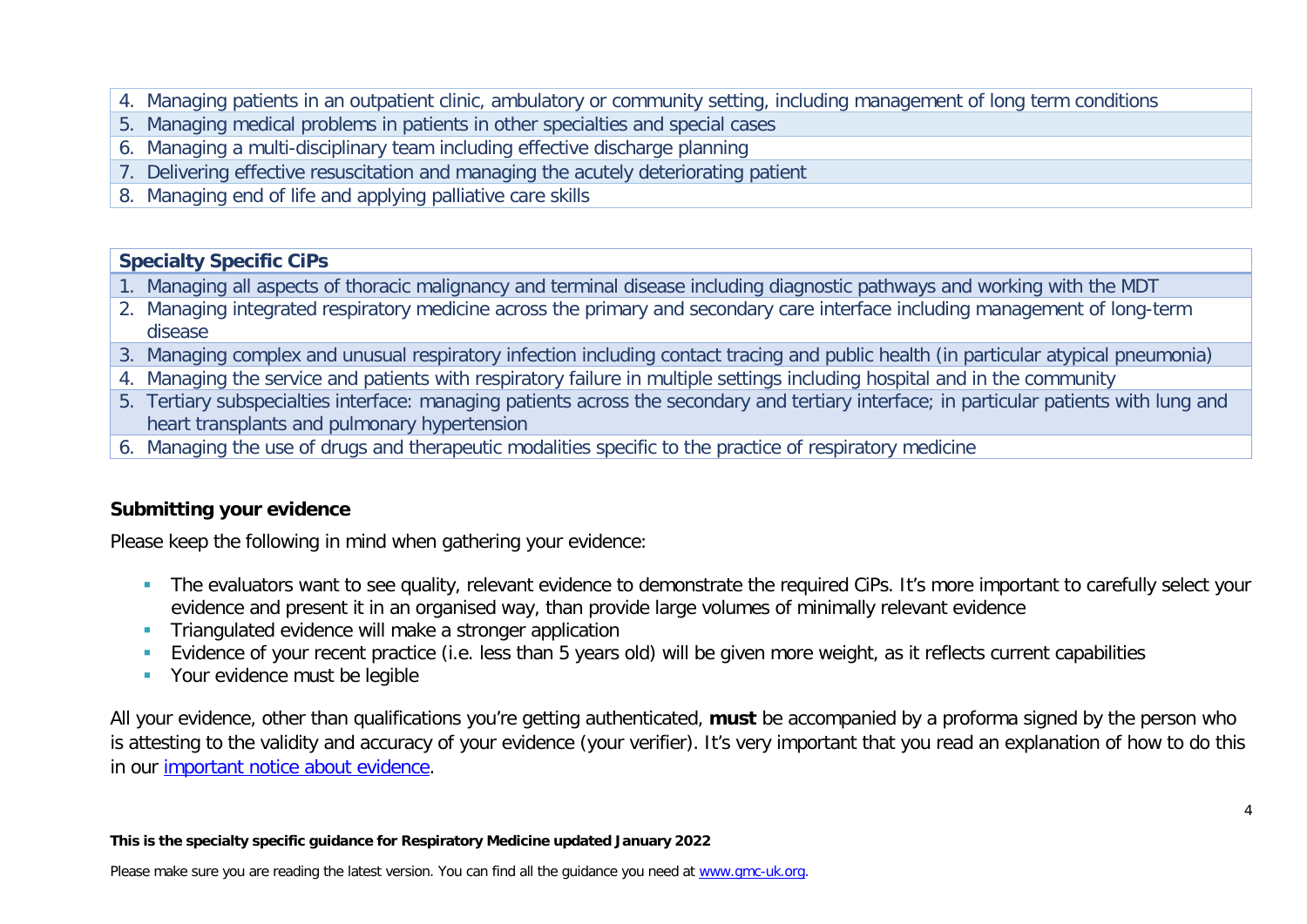| |
|---|
| 4. Managing patients in an outpatient clinic, ambulatory or community setting, including management of long term conditions |
| 5. Managing medical problems in patients in other specialties and special cases |
| 6. Managing a multi-disciplinary team including effective discharge planning |
| 7. Delivering effective resuscitation and managing the acutely deteriorating patient |
| 8. Managing end of life and applying palliative care skills |

| **Specialty Specific CiPs** |
|---|
| 1. Managing all aspects of thoracic malignancy and terminal disease including diagnostic pathways and working with the MDT |
| 2. Managing integrated respiratory medicine across the primary and secondary care interface including management of long-term disease |
| 3. Managing complex and unusual respiratory infection including contact tracing and public health (in particular atypical pneumonia) |
| 4. Managing the service and patients with respiratory failure in multiple settings including hospital and in the community |
| 5. Tertiary subspecialties interface: managing patients across the secondary and tertiary interface; in particular patients with lung and heart transplants and pulmonary hypertension |
| 6. Managing the use of drugs and therapeutic modalities specific to the practice of respiratory medicine |

## Submitting your evidence

Please keep the following in mind when gathering your evidence:

- The evaluators want to see quality, relevant evidence to demonstrate the required CiPs. It's more important to carefully select your evidence and present it in an organised way, than provide large volumes of minimally relevant evidence
- Triangulated evidence will make a stronger application
- Evidence of your recent practice (i.e. less than 5 years old) will be given more weight, as it reflects current capabilities
- Your evidence must be legible

All your evidence, other than qualifications you're getting authenticated, **must** be accompanied by a proforma signed by the person who is attesting to the validity and accuracy of your evidence (your verifier). It's very important that you read an explanation of how to do this in our important notice about evidence.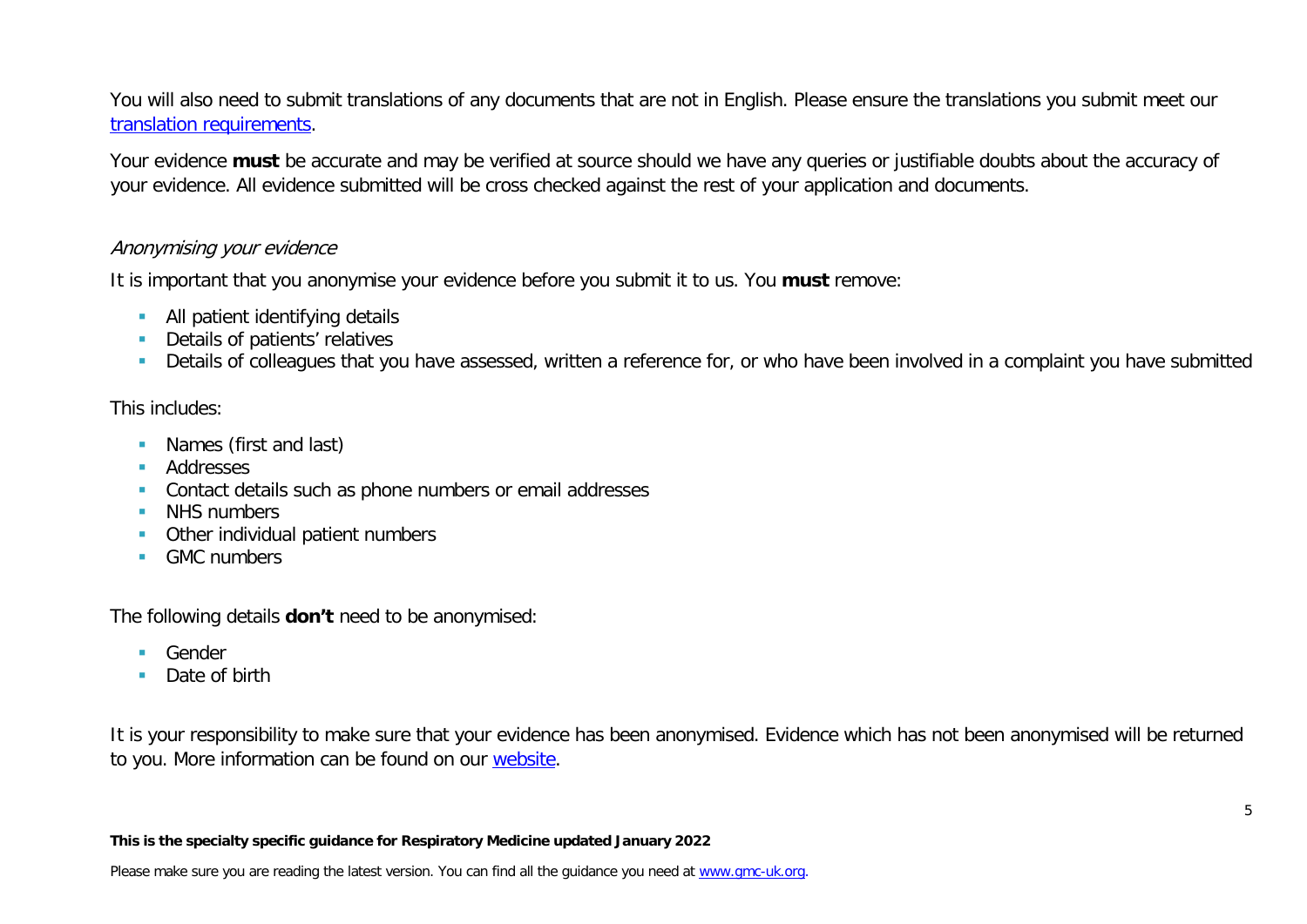You will also need to submit translations of any documents that are not in English. Please ensure the translations you submit meet our [translation requirements](#).

Your evidence **must** be accurate and may be verified at source should we have any queries or justifiable doubts about the accuracy of your evidence. All evidence submitted will be cross checked against the rest of your application and documents.

*Anonymising your evidence*

It is important that you anonymise your evidence before you submit it to us. You **must** remove:

- All patient identifying details
- Details of patients' relatives
- Details of colleagues that you have assessed, written a reference for, or who have been involved in a complaint you have submitted

This includes:

- Names (first and last)
- Addresses
- Contact details such as phone numbers or email addresses
- NHS numbers
- Other individual patient numbers
- GMC numbers

The following details **don't** need to be anonymised:

- Gender
- Date of birth

It is your responsibility to make sure that your evidence has been anonymised. Evidence which has not been anonymised will be returned to you. More information can be found on our [website](#).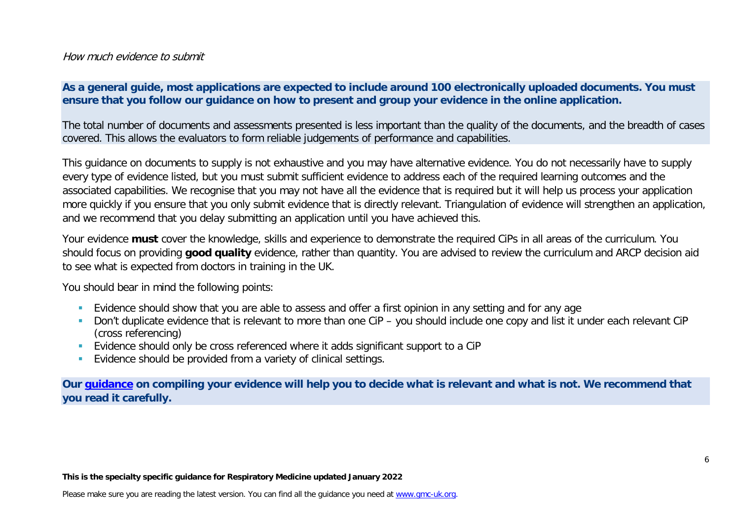### *How much evidence to submit*

**As a general guide, most applications are expected to include around 100 electronically uploaded documents. You must ensure that you follow our guidance on how to present and group your evidence in the online application.**

The total number of documents and assessments presented is less important than the quality of the documents, and the breadth of cases covered. This allows the evaluators to form reliable judgements of performance and capabilities.

This guidance on documents to supply is not exhaustive and you may have alternative evidence. You do not necessarily have to supply every type of evidence listed, but you must submit sufficient evidence to address each of the required learning outcomes and the associated capabilities. We recognise that you may not have all the evidence that is required but it will help us process your application more quickly if you ensure that you only submit evidence that is directly relevant. Triangulation of evidence will strengthen an application, and we recommend that you delay submitting an application until you have achieved this.

Your evidence **must** cover the knowledge, skills and experience to demonstrate the required CiPs in all areas of the curriculum. You should focus on providing **good quality** evidence, rather than quantity. You are advised to review the curriculum and ARCP decision aid to see what is expected from doctors in training in the UK.

You should bear in mind the following points:

- Evidence should show that you are able to assess and offer a first opinion in any setting and for any age
- Don't duplicate evidence that is relevant to more than one CiP – you should include one copy and list it under each relevant CiP (cross referencing)
- Evidence should only be cross referenced where it adds significant support to a CiP
- Evidence should be provided from a variety of clinical settings.

**Our guidance on compiling your evidence will help you to decide what is relevant and what is not. We recommend that you read it carefully.**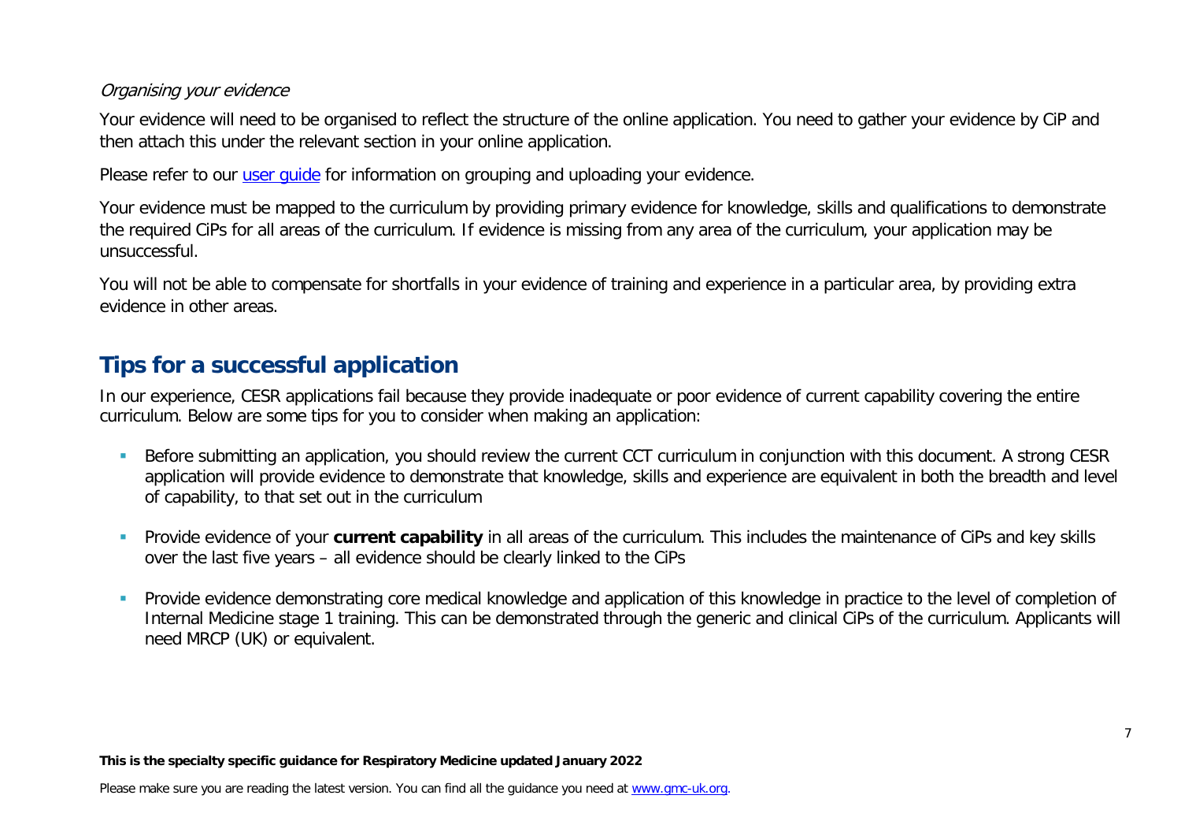*Organising your evidence*

Your evidence will need to be organised to reflect the structure of the online application. You need to gather your evidence by CiP and then attach this under the relevant section in your online application.

Please refer to our [user guide](#) for information on grouping and uploading your evidence.

Your evidence must be mapped to the curriculum by providing primary evidence for knowledge, skills and qualifications to demonstrate the required CiPs for all areas of the curriculum. If evidence is missing from any area of the curriculum, your application may be unsuccessful.

You will not be able to compensate for shortfalls in your evidence of training and experience in a particular area, by providing extra evidence in other areas.

## Tips for a successful application

In our experience, CESR applications fail because they provide inadequate or poor evidence of current capability covering the entire curriculum. Below are some tips for you to consider when making an application:

- Before submitting an application, you should review the current CCT curriculum in conjunction with this document. A strong CESR application will provide evidence to demonstrate that knowledge, skills and experience are equivalent in both the breadth and level of capability, to that set out in the curriculum
- Provide evidence of your **current capability** in all areas of the curriculum. This includes the maintenance of CiPs and key skills over the last five years – all evidence should be clearly linked to the CiPs
- Provide evidence demonstrating core medical knowledge and application of this knowledge in practice to the level of completion of Internal Medicine stage 1 training. This can be demonstrated through the generic and clinical CiPs of the curriculum. Applicants will need MRCP (UK) or equivalent.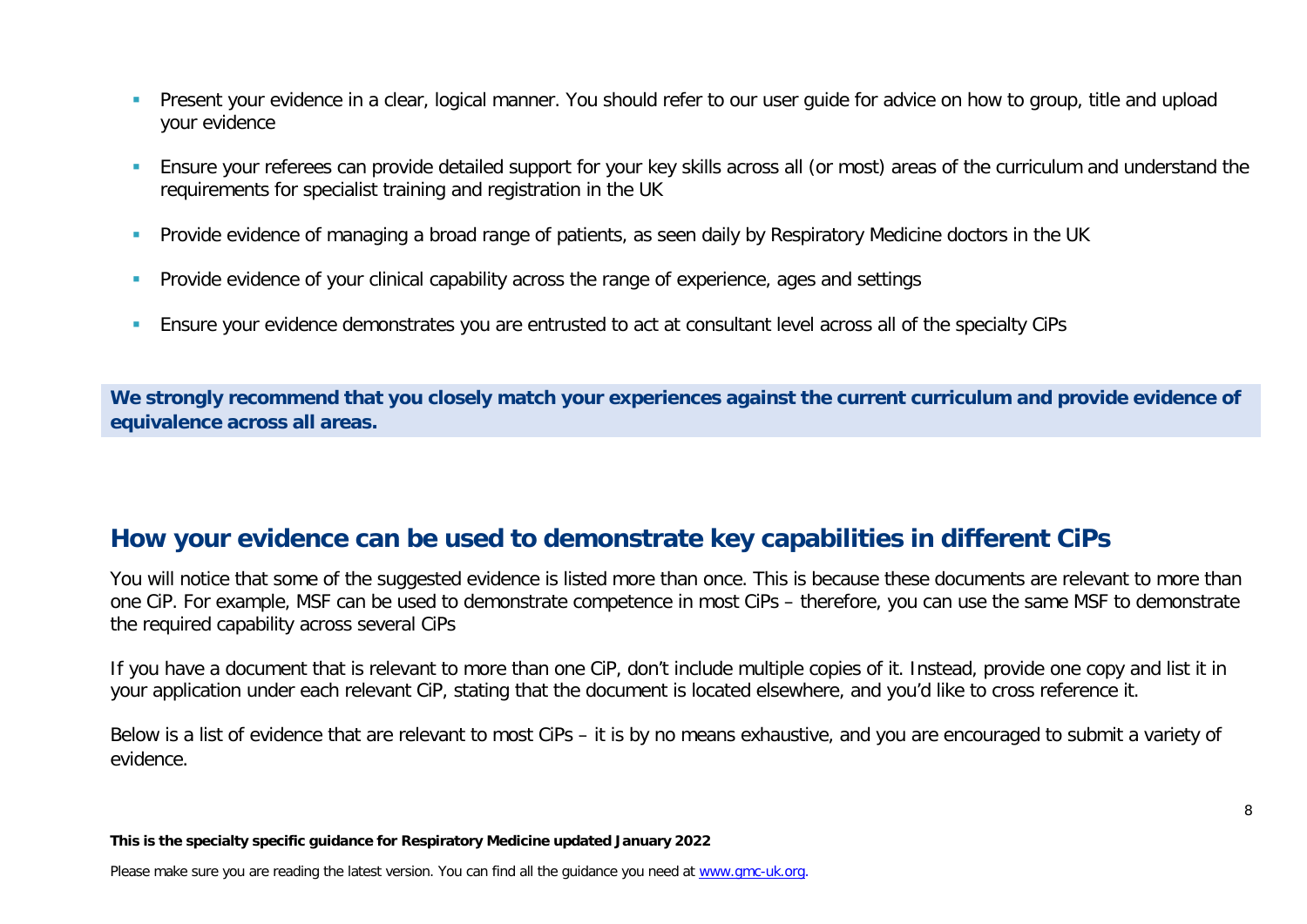- Present your evidence in a clear, logical manner. You should refer to our user guide for advice on how to group, title and upload your evidence
- Ensure your referees can provide detailed support for your key skills across all (or most) areas of the curriculum and understand the requirements for specialist training and registration in the UK
- Provide evidence of managing a broad range of patients, as seen daily by Respiratory Medicine doctors in the UK
- Provide evidence of your clinical capability across the range of experience, ages and settings
- Ensure your evidence demonstrates you are entrusted to act at consultant level across all of the specialty CiPs

**We strongly recommend that you closely match your experiences against the current curriculum and provide evidence of equivalence across all areas.**

## How your evidence can be used to demonstrate key capabilities in different CiPs

You will notice that some of the suggested evidence is listed more than once. This is because these documents are relevant to more than one CiP. For example, MSF can be used to demonstrate competence in most CiPs – therefore, you can use the same MSF to demonstrate the required capability across several CiPs

If you have a document that is relevant to more than one CiP, don't include multiple copies of it. Instead, provide one copy and list it in your application under each relevant CiP, stating that the document is located elsewhere, and you'd like to cross reference it.

Below is a list of evidence that are relevant to most CiPs – it is by no means exhaustive, and you are encouraged to submit a variety of evidence.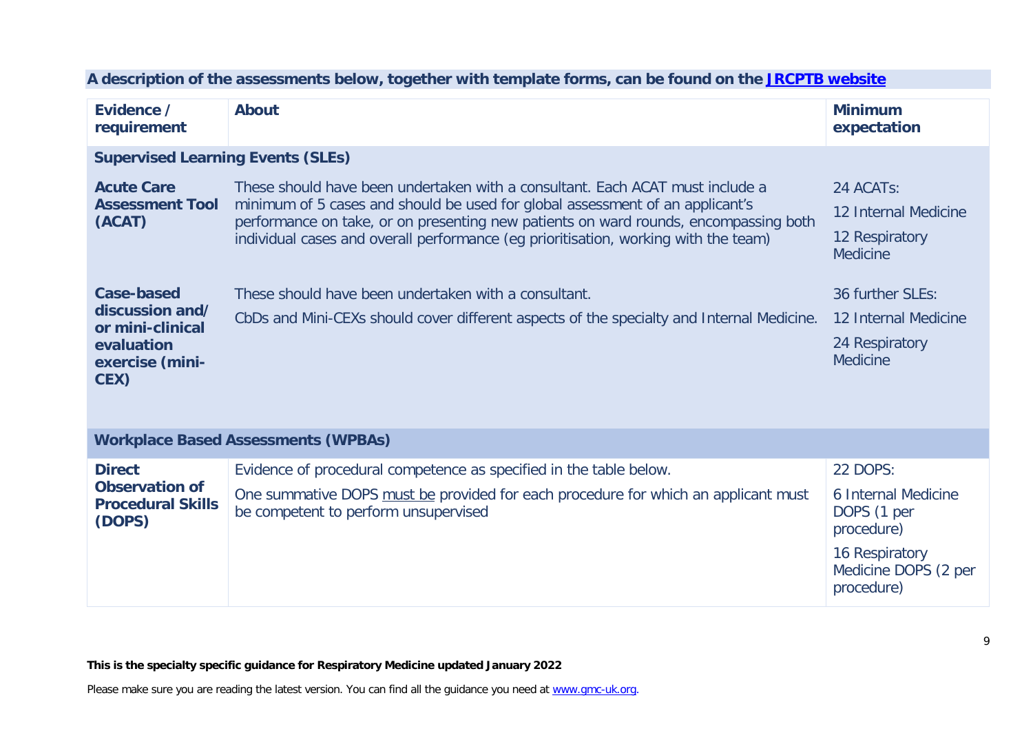**A description of the assessments below, together with template forms, can be found on the [JRCPTB website]()**

| Evidence / requirement | About | Minimum expectation |
|---|---|---|
| **Supervised Learning Events (SLEs)** | | |
| **Acute Care Assessment Tool (ACAT)** | These should have been undertaken with a consultant. Each ACAT must include a minimum of 5 cases and should be used for global assessment of an applicant's performance on take, or on presenting new patients on ward rounds, encompassing both individual cases and overall performance (eg prioritisation, working with the team) | 24 ACATs:<br>12 Internal Medicine<br>12 Respiratory Medicine |
| **Case-based discussion and/ or mini-clinical evaluation exercise (mini-CEX)** | These should have been undertaken with a consultant.<br>CbDs and Mini-CEXs should cover different aspects of the specialty and Internal Medicine. | 36 further SLEs:<br>12 Internal Medicine<br>24 Respiratory Medicine |
| **Workplace Based Assessments (WPBAs)** | | |
| **Direct Observation of Procedural Skills (DOPS)** | Evidence of procedural competence as specified in the table below.<br>One summative DOPS must be provided for each procedure for which an applicant must be competent to perform unsupervised | 22 DOPS:<br>6 Internal Medicine DOPS (1 per procedure)<br>16 Respiratory Medicine DOPS (2 per procedure) |

**This is the specialty specific guidance for Respiratory Medicine updated January 2022**

Please make sure you are reading the latest version. You can find all the guidance you need at [www.gmc-uk.org]().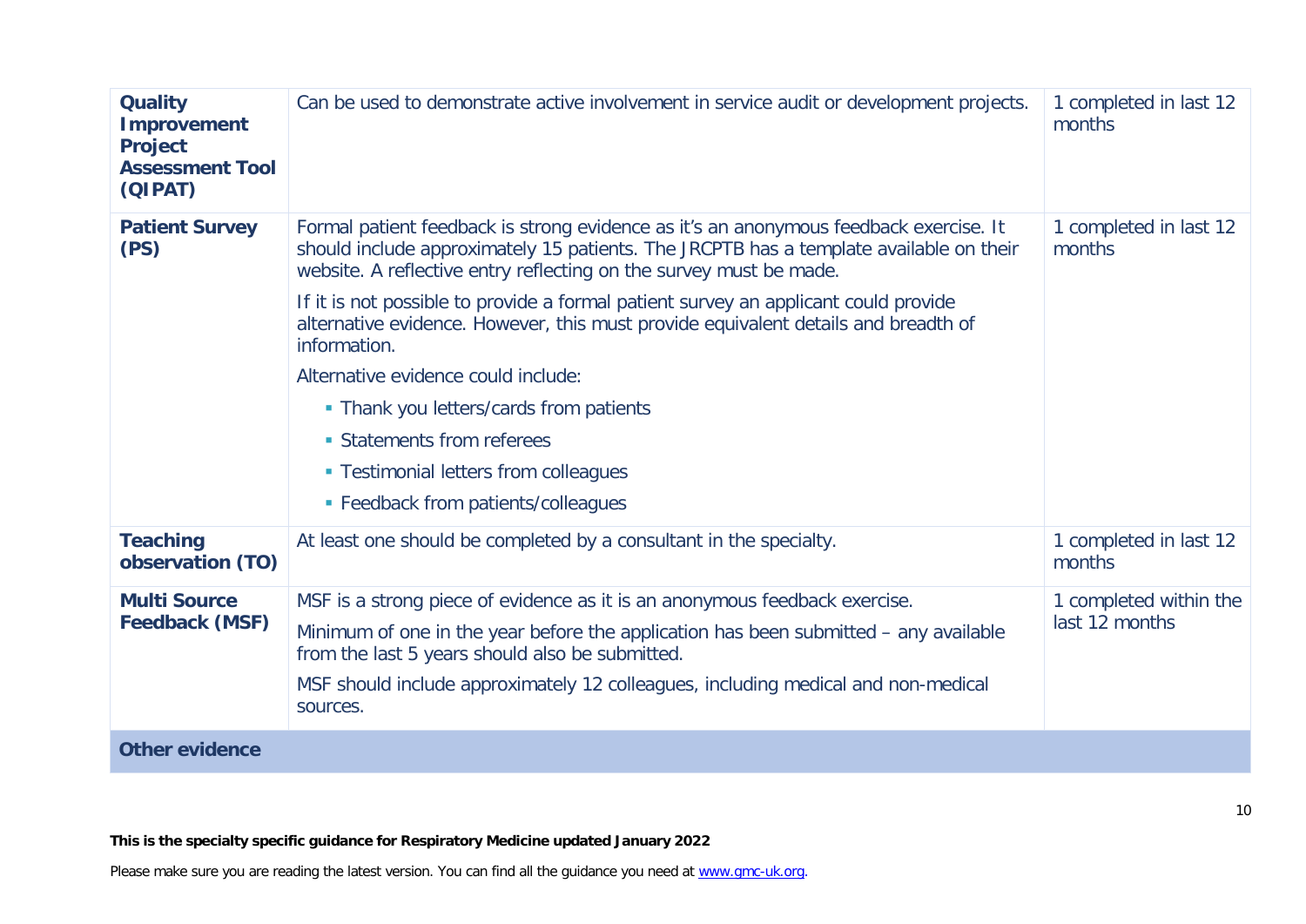| | | |
|---|---|---|
| **Quality Improvement Project Assessment Tool (QIPAT)** | Can be used to demonstrate active involvement in service audit or development projects. | 1 completed in last 12 months |
| **Patient Survey (PS)** | Formal patient feedback is strong evidence as it's an anonymous feedback exercise. It should include approximately 15 patients. The JRCPTB has a template available on their website. A reflective entry reflecting on the survey must be made.<br><br>If it is not possible to provide a formal patient survey an applicant could provide alternative evidence. However, this must provide equivalent details and breadth of information.<br><br>Alternative evidence could include:<br>- Thank you letters/cards from patients<br>- Statements from referees<br>- Testimonial letters from colleagues<br>- Feedback from patients/colleagues | 1 completed in last 12 months |
| **Teaching observation (TO)** | At least one should be completed by a consultant in the specialty. | 1 completed in last 12 months |
| **Multi Source Feedback (MSF)** | MSF is a strong piece of evidence as it is an anonymous feedback exercise.<br><br>Minimum of one in the year before the application has been submitted – any available from the last 5 years should also be submitted.<br><br>MSF should include approximately 12 colleagues, including medical and non-medical sources. | 1 completed within the last 12 months |
| **Other evidence** | | |

**This is the specialty specific guidance for Respiratory Medicine updated January 2022**

Please make sure you are reading the latest version. You can find all the guidance you need at [www.gmc-uk.org](http://www.gmc-uk.org).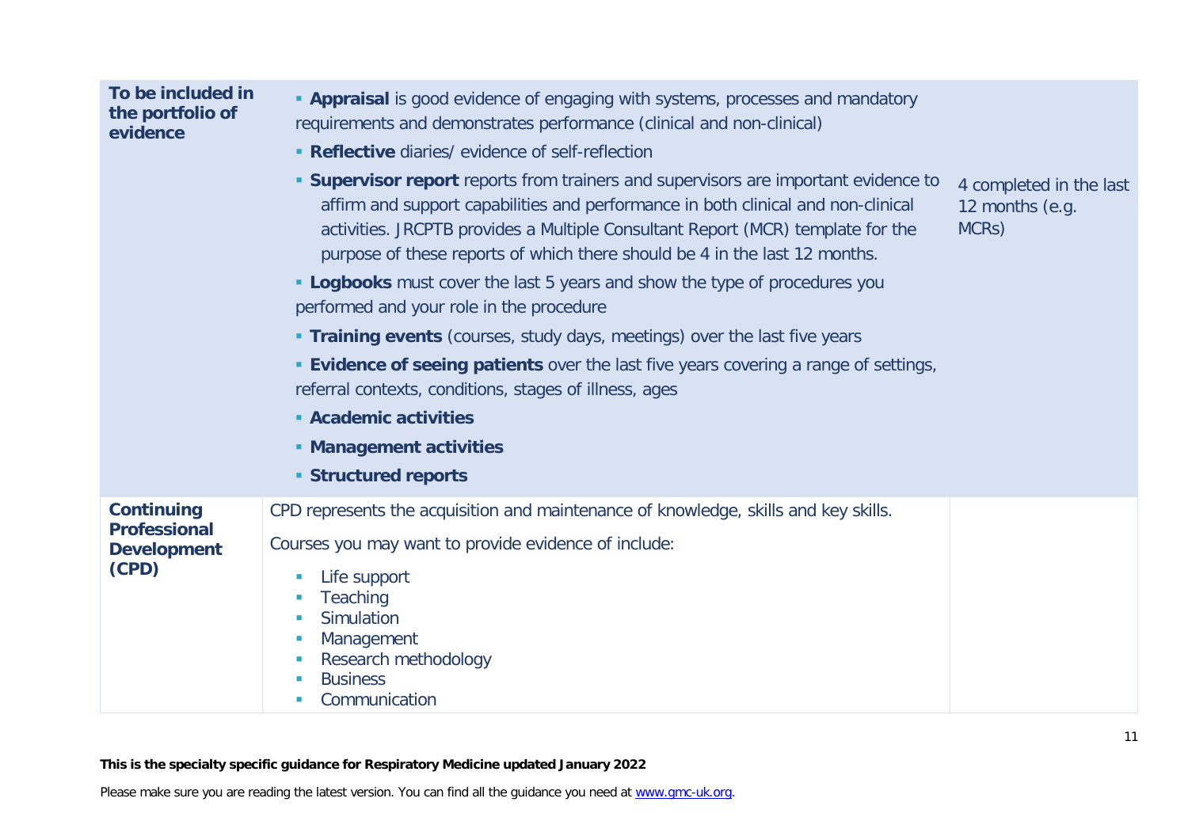| | | |
|---|---|---|
| **To be included in the portfolio of evidence** | ▪ **Appraisal** is good evidence of engaging with systems, processes and mandatory requirements and demonstrates performance (clinical and non-clinical)<br>▪ **Reflective** diaries/ evidence of self-reflection<br>▪ **Supervisor report** reports from trainers and supervisors are important evidence to affirm and support capabilities and performance in both clinical and non-clinical activities. JRCPTB provides a Multiple Consultant Report (MCR) template for the purpose of these reports of which there should be 4 in the last 12 months.<br>▪ **Logbooks** must cover the last 5 years and show the type of procedures you performed and your role in the procedure<br>▪ **Training events** (courses, study days, meetings) over the last five years<br>▪ **Evidence of seeing patients** over the last five years covering a range of settings, referral contexts, conditions, stages of illness, ages<br>▪ **Academic activities**<br>▪ **Management activities**<br>▪ **Structured reports** | 4 completed in the last 12 months (e.g. MCRs) |
| **Continuing Professional Development (CPD)** | CPD represents the acquisition and maintenance of knowledge, skills and key skills.<br>Courses you may want to provide evidence of include:<br>▪ Life support<br>▪ Teaching<br>▪ Simulation<br>▪ Management<br>▪ Research methodology<br>▪ Business<br>▪ Communication | |

**This is the specialty specific guidance for Respiratory Medicine updated January 2022**

Please make sure you are reading the latest version. You can find all the guidance you need at [www.gmc-uk.org](http://www.gmc-uk.org).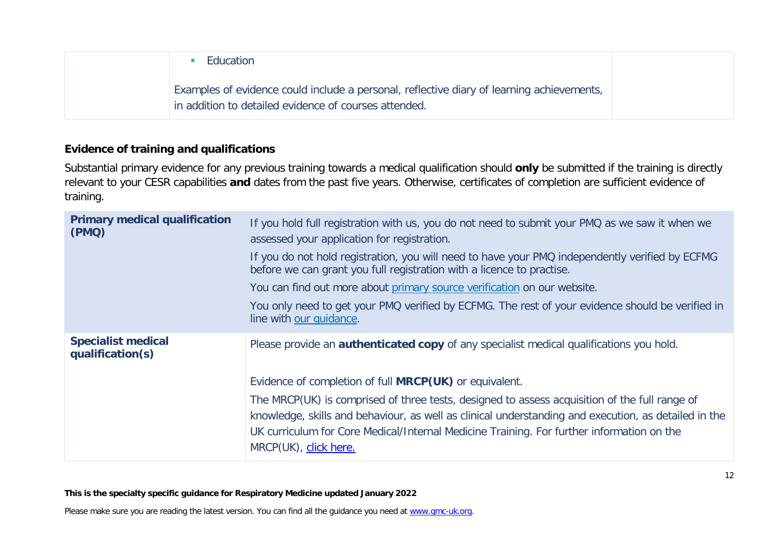| | - Education<br><br>Examples of evidence could include a personal, reflective diary of learning achievements, in addition to detailed evidence of courses attended. | |
|---|---|---|

### Evidence of training and qualifications

Substantial primary evidence for any previous training towards a medical qualification should **only** be submitted if the training is directly relevant to your CESR capabilities **and** dates from the past five years. Otherwise, certificates of completion are sufficient evidence of training.

| | |
|---|---|
| **Primary medical qualification (PMQ)** | If you hold full registration with us, you do not need to submit your PMQ as we saw it when we assessed your application for registration.<br><br>If you do not hold registration, you will need to have your PMQ independently verified by ECFMG before we can grant you full registration with a licence to practise.<br><br>You can find out more about primary source verification on our website.<br><br>You only need to get your PMQ verified by ECFMG. The rest of your evidence should be verified in line with our guidance. |
| **Specialist medical qualification(s)** | Please provide an **authenticated copy** of any specialist medical qualifications you hold.<br><br>Evidence of completion of full **MRCP(UK)** or equivalent.<br><br>The MRCP(UK) is comprised of three tests, designed to assess acquisition of the full range of knowledge, skills and behaviour, as well as clinical understanding and execution, as detailed in the UK curriculum for Core Medical/Internal Medicine Training. For further information on the MRCP(UK), click here. |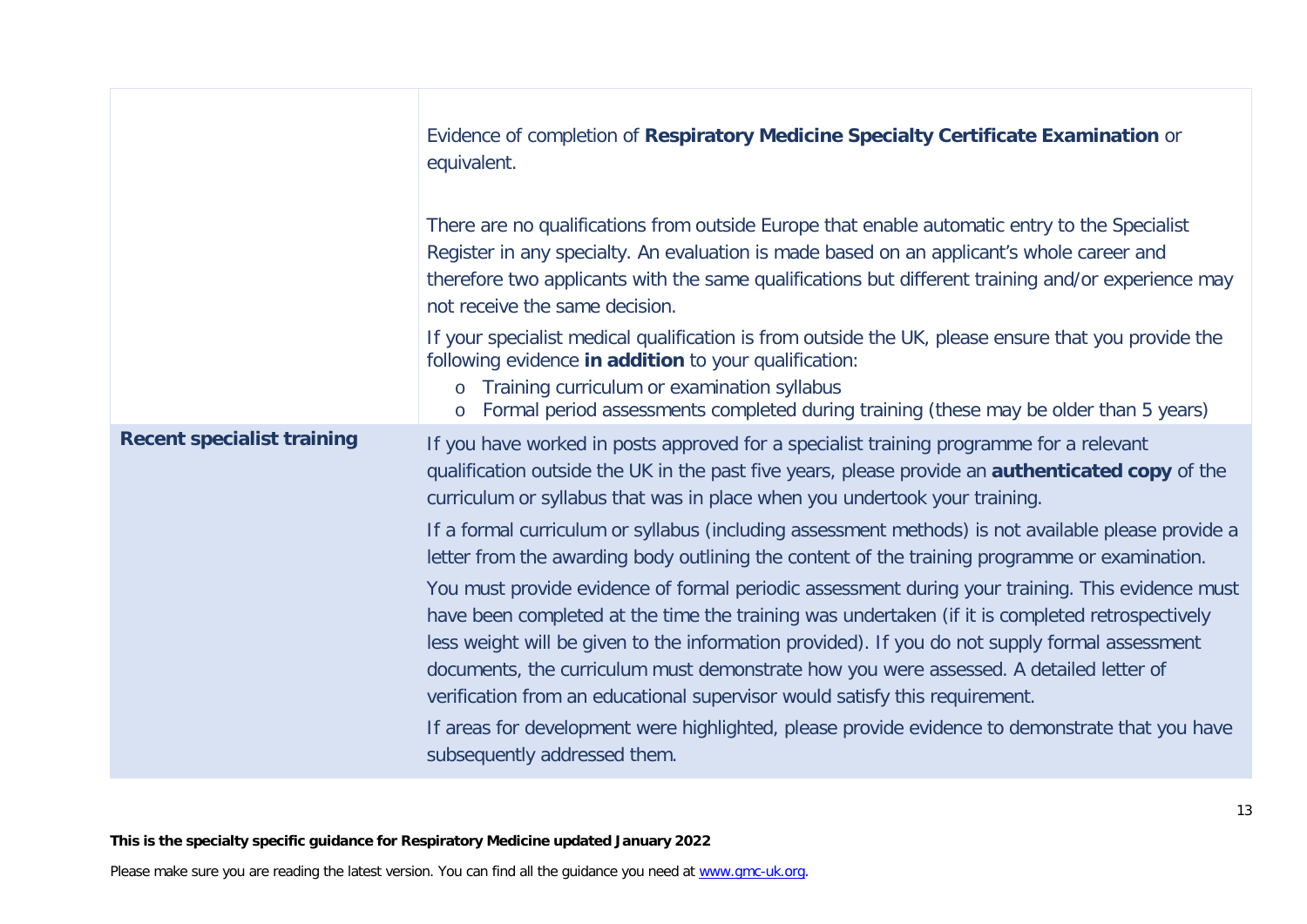| | |
|---|---|
| | Evidence of completion of **Respiratory Medicine Specialty Certificate Examination** or equivalent.<br><br>There are no qualifications from outside Europe that enable automatic entry to the Specialist Register in any specialty. An evaluation is made based on an applicant's whole career and therefore two applicants with the same qualifications but different training and/or experience may not receive the same decision.<br><br>If your specialist medical qualification is from outside the UK, please ensure that you provide the following evidence **in addition** to your qualification:<br>o Training curriculum or examination syllabus<br>o Formal period assessments completed during training (these may be older than 5 years) |
| **Recent specialist training** | If you have worked in posts approved for a specialist training programme for a relevant qualification outside the UK in the past five years, please provide an **authenticated copy** of the curriculum or syllabus that was in place when you undertook your training.<br><br>If a formal curriculum or syllabus (including assessment methods) is not available please provide a letter from the awarding body outlining the content of the training programme or examination.<br><br>You must provide evidence of formal periodic assessment during your training. This evidence must have been completed at the time the training was undertaken (if it is completed retrospectively less weight will be given to the information provided). If you do not supply formal assessment documents, the curriculum must demonstrate how you were assessed. A detailed letter of verification from an educational supervisor would satisfy this requirement.<br><br>If areas for development were highlighted, please provide evidence to demonstrate that you have subsequently addressed them. |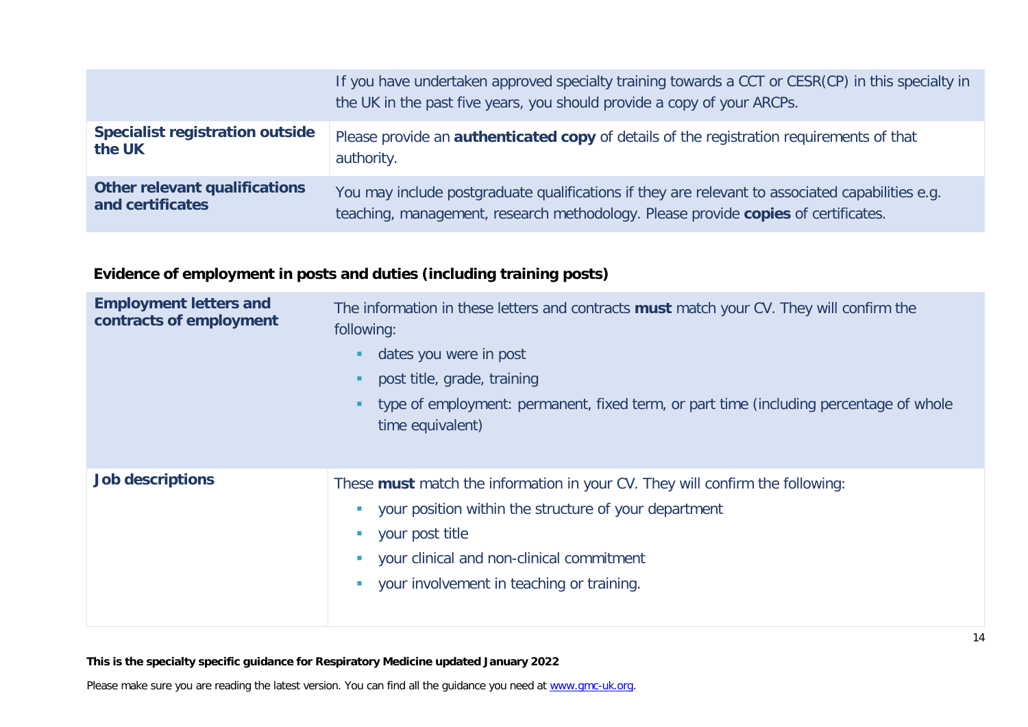| | |
|---|---|
| | If you have undertaken approved specialty training towards a CCT or CESR(CP) in this specialty in the UK in the past five years, you should provide a copy of your ARCPs. |
| **Specialist registration outside the UK** | Please provide an **authenticated copy** of details of the registration requirements of that authority. |
| **Other relevant qualifications and certificates** | You may include postgraduate qualifications if they are relevant to associated capabilities e.g. teaching, management, research methodology. Please provide **copies** of certificates. |

**Evidence of employment in posts and duties (including training posts)**

| | |
|---|---|
| **Employment letters and contracts of employment** | The information in these letters and contracts **must** match your CV. They will confirm the following:<br>- dates you were in post<br>- post title, grade, training<br>- type of employment: permanent, fixed term, or part time (including percentage of whole time equivalent) |
| **Job descriptions** | These **must** match the information in your CV. They will confirm the following:<br>- your position within the structure of your department<br>- your post title<br>- your clinical and non-clinical commitment<br>- your involvement in teaching or training. |

**This is the specialty specific guidance for Respiratory Medicine updated January 2022**

Please make sure you are reading the latest version. You can find all the guidance you need at www.gmc-uk.org.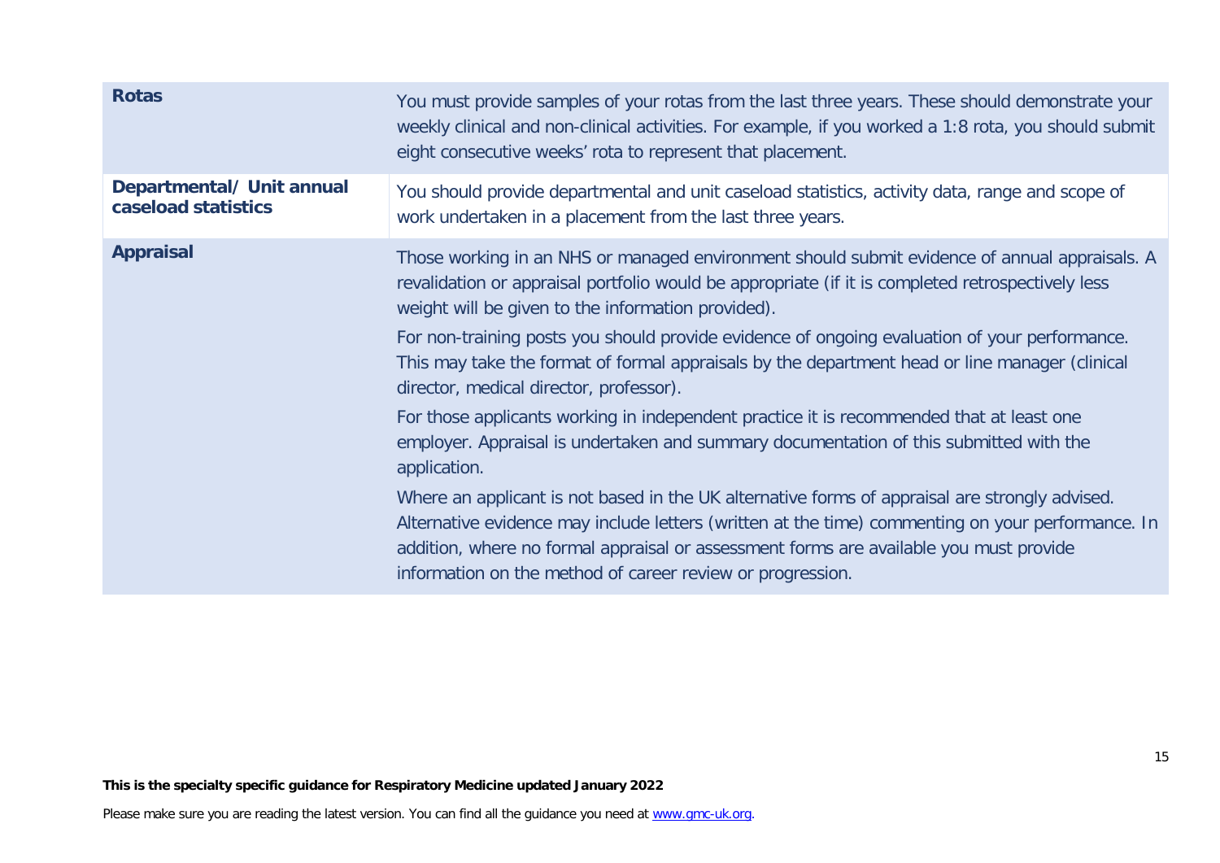| | |
|---|---|
| **Rotas** | You must provide samples of your rotas from the last three years. These should demonstrate your weekly clinical and non-clinical activities. For example, if you worked a 1:8 rota, you should submit eight consecutive weeks' rota to represent that placement. |
| **Departmental/ Unit annual caseload statistics** | You should provide departmental and unit caseload statistics, activity data, range and scope of work undertaken in a placement from the last three years. |
| **Appraisal** | Those working in an NHS or managed environment should submit evidence of annual appraisals. A revalidation or appraisal portfolio would be appropriate (if it is completed retrospectively less weight will be given to the information provided).<br><br>For non-training posts you should provide evidence of ongoing evaluation of your performance. This may take the format of formal appraisals by the department head or line manager (clinical director, medical director, professor).<br><br>For those applicants working in independent practice it is recommended that at least one employer. Appraisal is undertaken and summary documentation of this submitted with the application.<br><br>Where an applicant is not based in the UK alternative forms of appraisal are strongly advised. Alternative evidence may include letters (written at the time) commenting on your performance. In addition, where no formal appraisal or assessment forms are available you must provide information on the method of career review or progression. |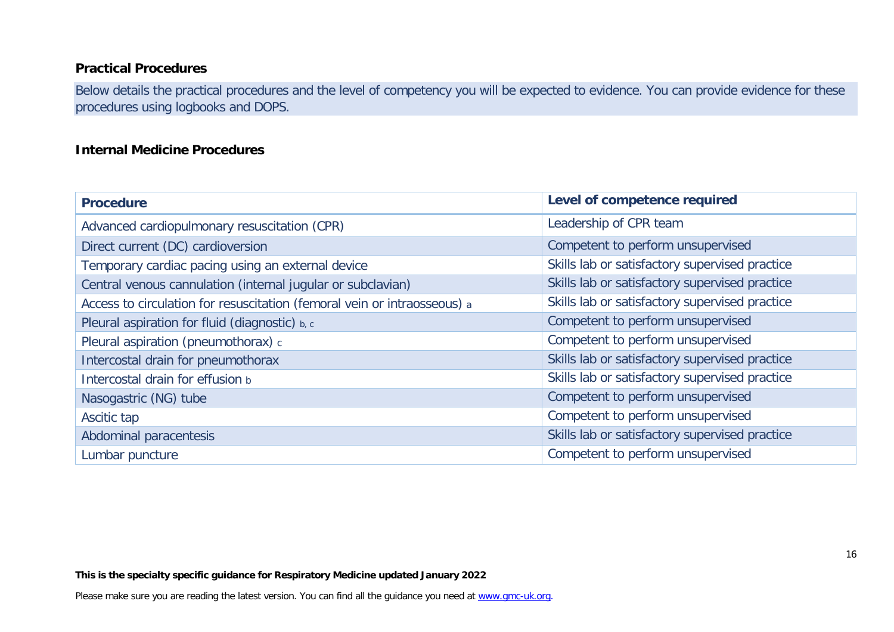## Practical Procedures

Below details the practical procedures and the level of competency you will be expected to evidence. You can provide evidence for these procedures using logbooks and DOPS.

### Internal Medicine Procedures

| Procedure | Level of competence required |
|---|---|
| Advanced cardiopulmonary resuscitation (CPR) | Leadership of CPR team |
| Direct current (DC) cardioversion | Competent to perform unsupervised |
| Temporary cardiac pacing using an external device | Skills lab or satisfactory supervised practice |
| Central venous cannulation (internal jugular or subclavian) | Skills lab or satisfactory supervised practice |
| Access to circulation for resuscitation (femoral vein or intraosseous) [a] | Skills lab or satisfactory supervised practice |
| Pleural aspiration for fluid (diagnostic) [b, c] | Competent to perform unsupervised |
| Pleural aspiration (pneumothorax) [c] | Competent to perform unsupervised |
| Intercostal drain for pneumothorax | Skills lab or satisfactory supervised practice |
| Intercostal drain for effusion [b] | Skills lab or satisfactory supervised practice |
| Nasogastric (NG) tube | Competent to perform unsupervised |
| Ascitic tap | Competent to perform unsupervised |
| Abdominal paracentesis | Skills lab or satisfactory supervised practice |
| Lumbar puncture | Competent to perform unsupervised |

**This is the specialty specific guidance for Respiratory Medicine updated January 2022**

Please make sure you are reading the latest version. You can find all the guidance you need at www.gmc-uk.org.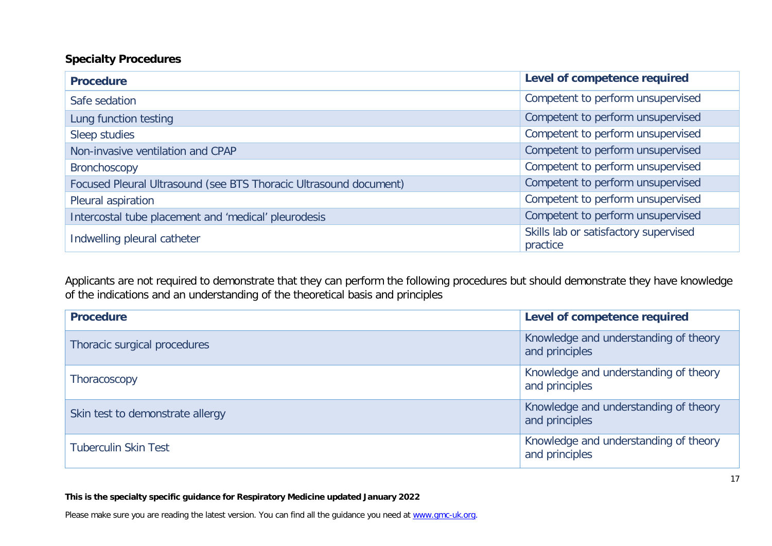**Specialty Procedures**

| Procedure | Level of competence required |
|---|---|
| Safe sedation | Competent to perform unsupervised |
| Lung function testing | Competent to perform unsupervised |
| Sleep studies | Competent to perform unsupervised |
| Non-invasive ventilation and CPAP | Competent to perform unsupervised |
| Bronchoscopy | Competent to perform unsupervised |
| Focused Pleural Ultrasound (see BTS Thoracic Ultrasound document) | Competent to perform unsupervised |
| Pleural aspiration | Competent to perform unsupervised |
| Intercostal tube placement and 'medical' pleurodesis | Competent to perform unsupervised |
| Indwelling pleural catheter | Skills lab or satisfactory supervised practice |

Applicants are not required to demonstrate that they can perform the following procedures but should demonstrate they have knowledge of the indications and an understanding of the theoretical basis and principles

| Procedure | Level of competence required |
|---|---|
| Thoracic surgical procedures | Knowledge and understanding of theory and principles |
| Thoracoscopy | Knowledge and understanding of theory and principles |
| Skin test to demonstrate allergy | Knowledge and understanding of theory and principles |
| Tuberculin Skin Test | Knowledge and understanding of theory and principles |

**This is the specialty specific guidance for Respiratory Medicine updated January 2022**

Please make sure you are reading the latest version. You can find all the guidance you need at [www.gmc-uk.org](http://www.gmc-uk.org).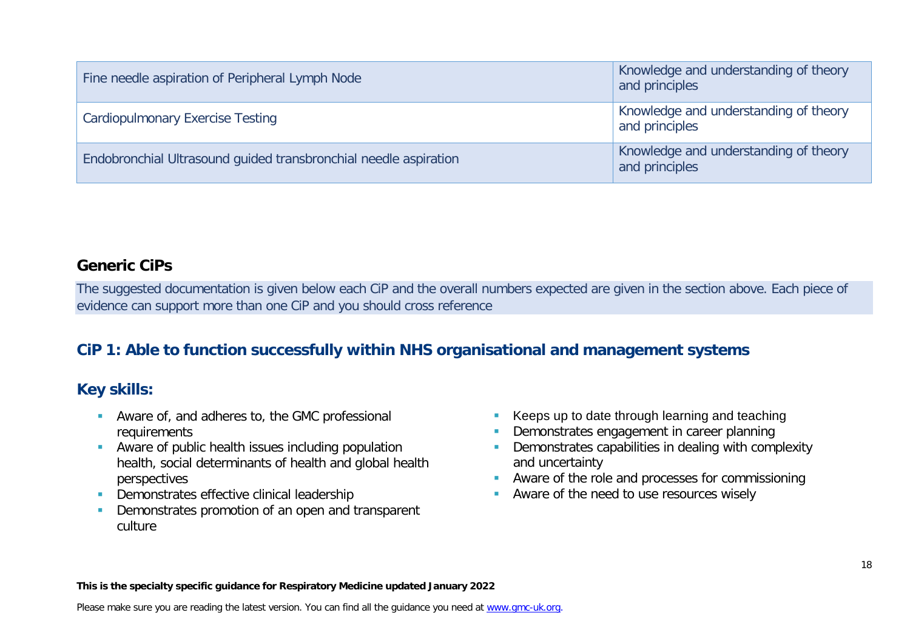| Fine needle aspiration of Peripheral Lymph Node | Knowledge and understanding of theory and principles |
|---|---|
| Cardiopulmonary Exercise Testing | Knowledge and understanding of theory and principles |
| Endobronchial Ultrasound guided transbronchial needle aspiration | Knowledge and understanding of theory and principles |

## Generic CiPs

The suggested documentation is given below each CiP and the overall numbers expected are given in the section above. Each piece of evidence can support more than one CiP and you should cross reference

## CiP 1: Able to function successfully within NHS organisational and management systems

### Key skills:

- Aware of, and adheres to, the GMC professional requirements
- Aware of public health issues including population health, social determinants of health and global health perspectives
- Demonstrates effective clinical leadership
- Demonstrates promotion of an open and transparent culture
- Keeps up to date through learning and teaching
- Demonstrates engagement in career planning
- Demonstrates capabilities in dealing with complexity and uncertainty
- Aware of the role and processes for commissioning
- Aware of the need to use resources wisely

**This is the specialty specific guidance for Respiratory Medicine updated January 2022**

Please make sure you are reading the latest version. You can find all the guidance you need at [www.gmc-uk.org](http://www.gmc-uk.org).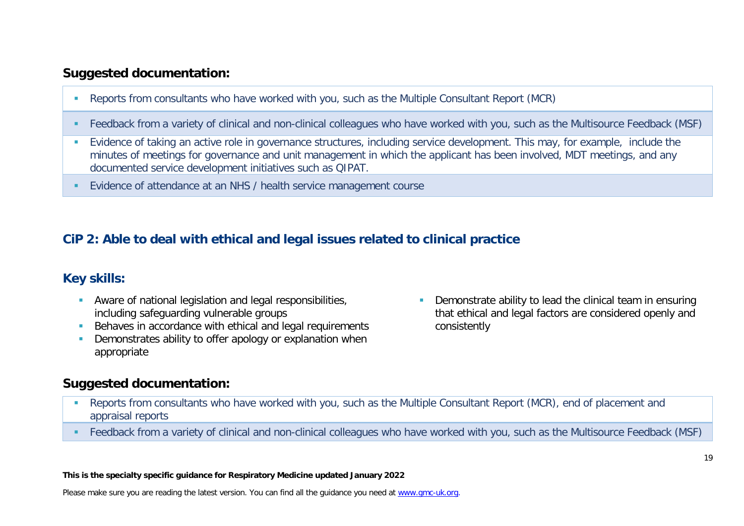## Suggested documentation:

- Reports from consultants who have worked with you, such as the Multiple Consultant Report (MCR)
- Feedback from a variety of clinical and non-clinical colleagues who have worked with you, such as the Multisource Feedback (MSF)
- Evidence of taking an active role in governance structures, including service development. This may, for example, include the minutes of meetings for governance and unit management in which the applicant has been involved, MDT meetings, and any documented service development initiatives such as QIPAT.
- Evidence of attendance at an NHS / health service management course

## CiP 2: Able to deal with ethical and legal issues related to clinical practice

### Key skills:

- Aware of national legislation and legal responsibilities, including safeguarding vulnerable groups
- Behaves in accordance with ethical and legal requirements
- Demonstrates ability to offer apology or explanation when appropriate
- Demonstrate ability to lead the clinical team in ensuring that ethical and legal factors are considered openly and consistently

### Suggested documentation:

- Reports from consultants who have worked with you, such as the Multiple Consultant Report (MCR), end of placement and appraisal reports
- Feedback from a variety of clinical and non-clinical colleagues who have worked with you, such as the Multisource Feedback (MSF)

**This is the specialty specific guidance for Respiratory Medicine updated January 2022**

Please make sure you are reading the latest version. You can find all the guidance you need at [www.gmc-uk.org](http://www.gmc-uk.org).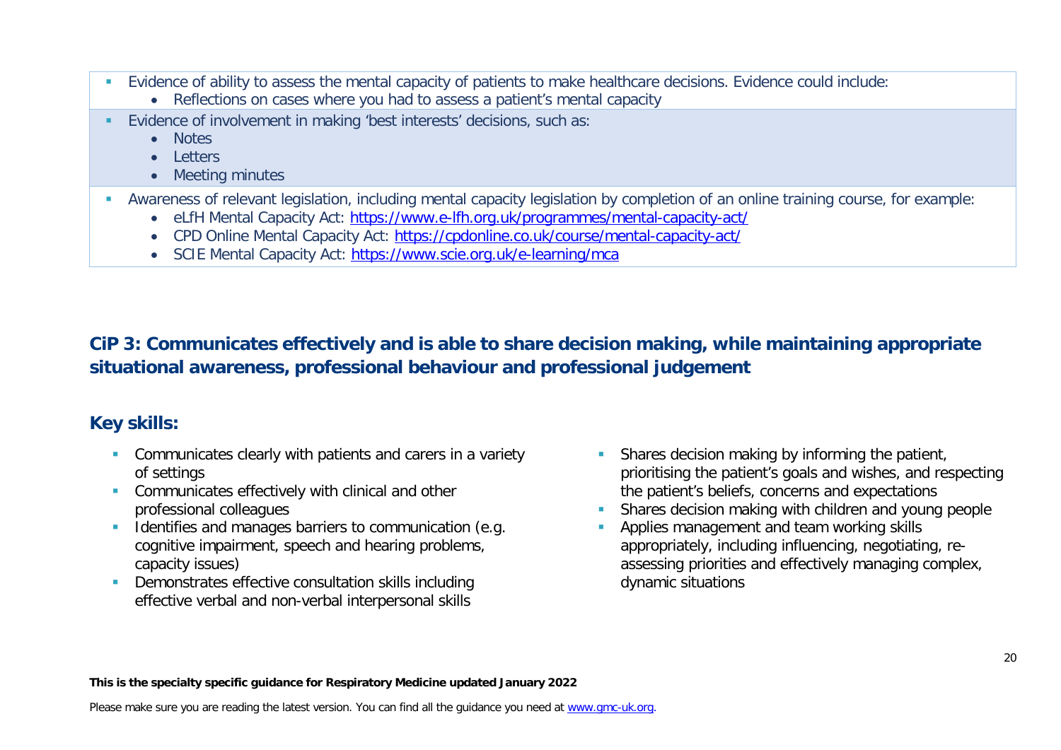- Evidence of ability to assess the mental capacity of patients to make healthcare decisions. Evidence could include:
  - Reflections on cases where you had to assess a patient's mental capacity
- Evidence of involvement in making 'best interests' decisions, such as:
  - Notes
  - Letters
  - Meeting minutes
- Awareness of relevant legislation, including mental capacity legislation by completion of an online training course, for example:
  - eLfH Mental Capacity Act: https://www.e-lfh.org.uk/programmes/mental-capacity-act/
  - CPD Online Mental Capacity Act: https://cpdonline.co.uk/course/mental-capacity-act/
  - SCIE Mental Capacity Act: https://www.scie.org.uk/e-learning/mca

## CiP 3: Communicates effectively and is able to share decision making, while maintaining appropriate situational awareness, professional behaviour and professional judgement

### Key skills:

- Communicates clearly with patients and carers in a variety of settings
- Communicates effectively with clinical and other professional colleagues
- Identifies and manages barriers to communication (e.g. cognitive impairment, speech and hearing problems, capacity issues)
- Demonstrates effective consultation skills including effective verbal and non-verbal interpersonal skills
- Shares decision making by informing the patient, prioritising the patient's goals and wishes, and respecting the patient's beliefs, concerns and expectations
- Shares decision making with children and young people
- Applies management and team working skills appropriately, including influencing, negotiating, re-assessing priorities and effectively managing complex, dynamic situations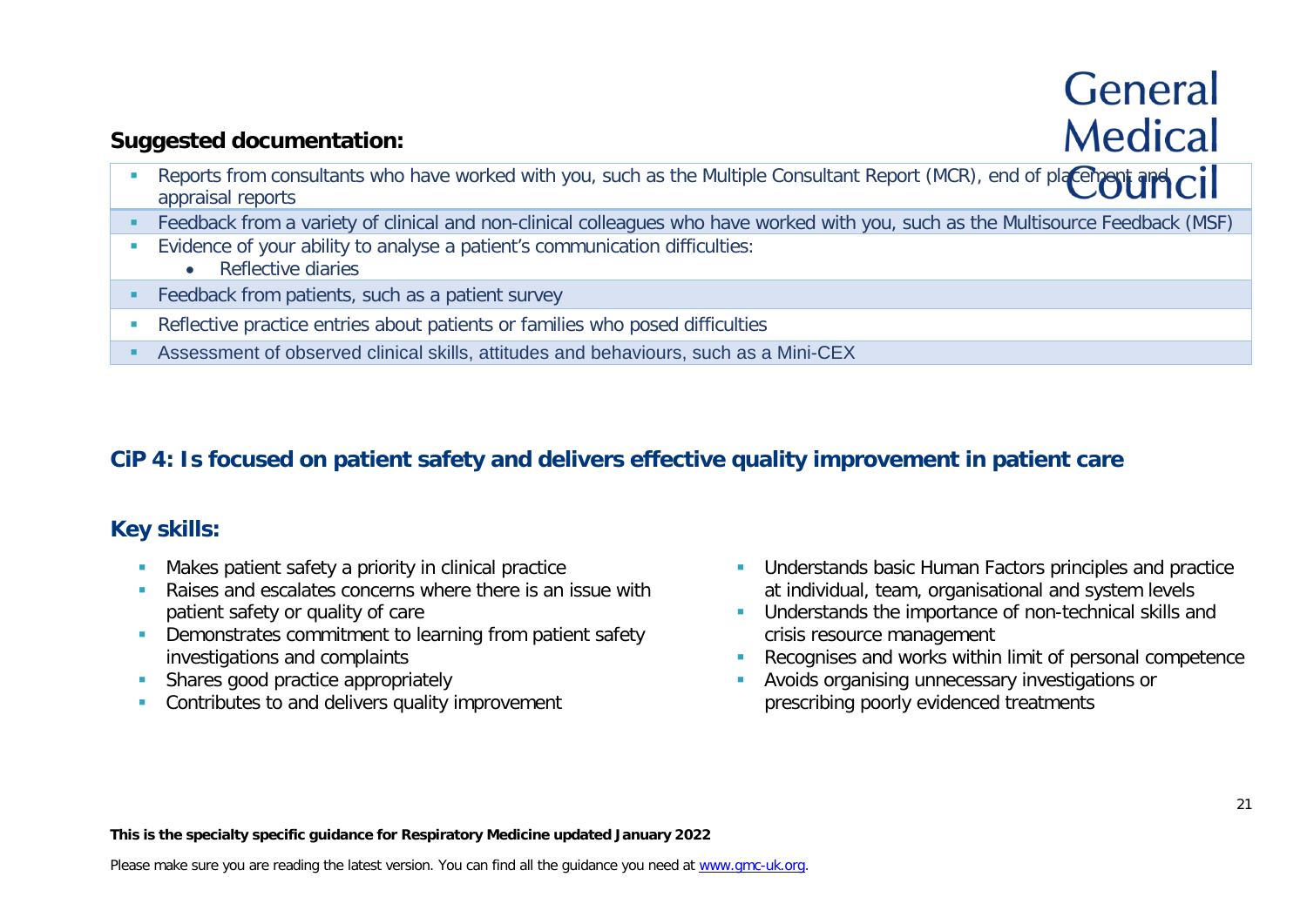**Suggested documentation:**

- Reports from consultants who have worked with you, such as the Multiple Consultant Report (MCR), end of placement and appraisal reports
- Feedback from a variety of clinical and non-clinical colleagues who have worked with you, such as the Multisource Feedback (MSF)
- Evidence of your ability to analyse a patient's communication difficulties:
  - Reflective diaries
- Feedback from patients, such as a patient survey
- Reflective practice entries about patients or families who posed difficulties
- Assessment of observed clinical skills, attitudes and behaviours, such as a Mini-CEX

## CiP 4: Is focused on patient safety and delivers effective quality improvement in patient care

### Key skills:

- Makes patient safety a priority in clinical practice
- Raises and escalates concerns where there is an issue with patient safety or quality of care
- Demonstrates commitment to learning from patient safety investigations and complaints
- Shares good practice appropriately
- Contributes to and delivers quality improvement
- Understands basic Human Factors principles and practice at individual, team, organisational and system levels
- Understands the importance of non-technical skills and crisis resource management
- Recognises and works within limit of personal competence
- Avoids organising unnecessary investigations or prescribing poorly evidenced treatments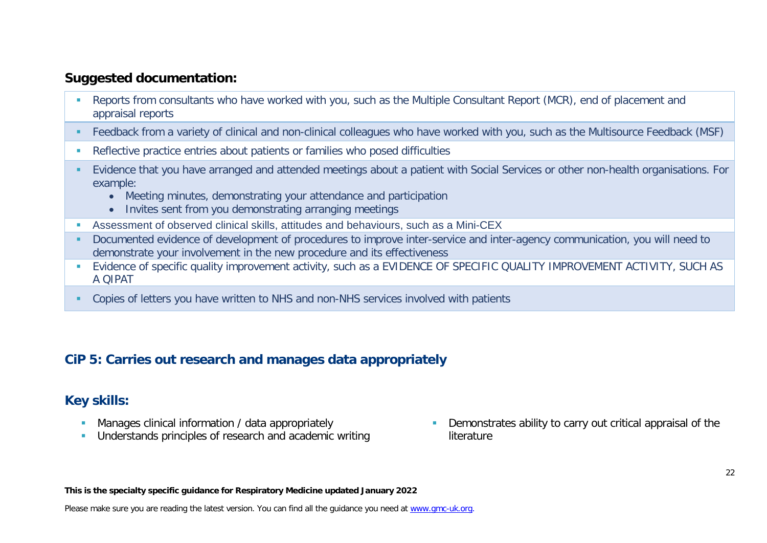## Suggested documentation:

- Reports from consultants who have worked with you, such as the Multiple Consultant Report (MCR), end of placement and appraisal reports
- Feedback from a variety of clinical and non-clinical colleagues who have worked with you, such as the Multisource Feedback (MSF)
- Reflective practice entries about patients or families who posed difficulties
- Evidence that you have arranged and attended meetings about a patient with Social Services or other non-health organisations. For example:
  - Meeting minutes, demonstrating your attendance and participation
  - Invites sent from you demonstrating arranging meetings
- Assessment of observed clinical skills, attitudes and behaviours, such as a Mini-CEX
- Documented evidence of development of procedures to improve inter-service and inter-agency communication, you will need to demonstrate your involvement in the new procedure and its effectiveness
- Evidence of specific quality improvement activity, such as a EVIDENCE OF SPECIFIC QUALITY IMPROVEMENT ACTIVITY, SUCH AS A QIPAT
- Copies of letters you have written to NHS and non-NHS services involved with patients

## CiP 5: Carries out research and manages data appropriately

## Key skills:

- Manages clinical information / data appropriately
- Understands principles of research and academic writing
- Demonstrates ability to carry out critical appraisal of the literature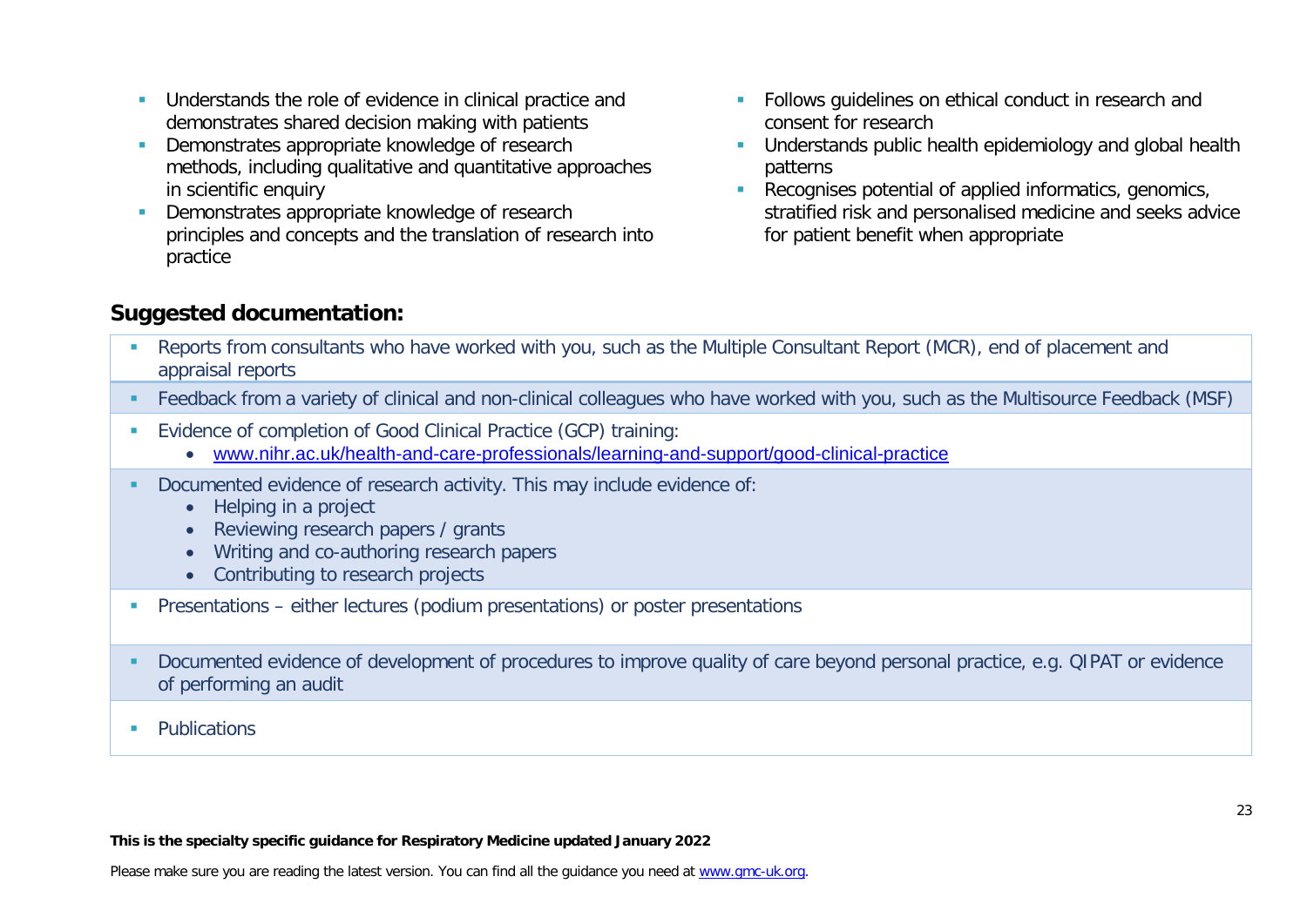- Understands the role of evidence in clinical practice and demonstrates shared decision making with patients
- Demonstrates appropriate knowledge of research methods, including qualitative and quantitative approaches in scientific enquiry
- Demonstrates appropriate knowledge of research principles and concepts and the translation of research into practice
- Follows guidelines on ethical conduct in research and consent for research
- Understands public health epidemiology and global health patterns
- Recognises potential of applied informatics, genomics, stratified risk and personalised medicine and seeks advice for patient benefit when appropriate

## Suggested documentation:

- Reports from consultants who have worked with you, such as the Multiple Consultant Report (MCR), end of placement and appraisal reports
- Feedback from a variety of clinical and non-clinical colleagues who have worked with you, such as the Multisource Feedback (MSF)
- Evidence of completion of Good Clinical Practice (GCP) training:
  - [www.nihr.ac.uk/health-and-care-professionals/learning-and-support/good-clinical-practice](www.nihr.ac.uk/health-and-care-professionals/learning-and-support/good-clinical-practice)
- Documented evidence of research activity. This may include evidence of:
  - Helping in a project
  - Reviewing research papers / grants
  - Writing and co-authoring research papers
  - Contributing to research projects
- Presentations – either lectures (podium presentations) or poster presentations
- Documented evidence of development of procedures to improve quality of care beyond personal practice, e.g. QIPAT or evidence of performing an audit
- Publications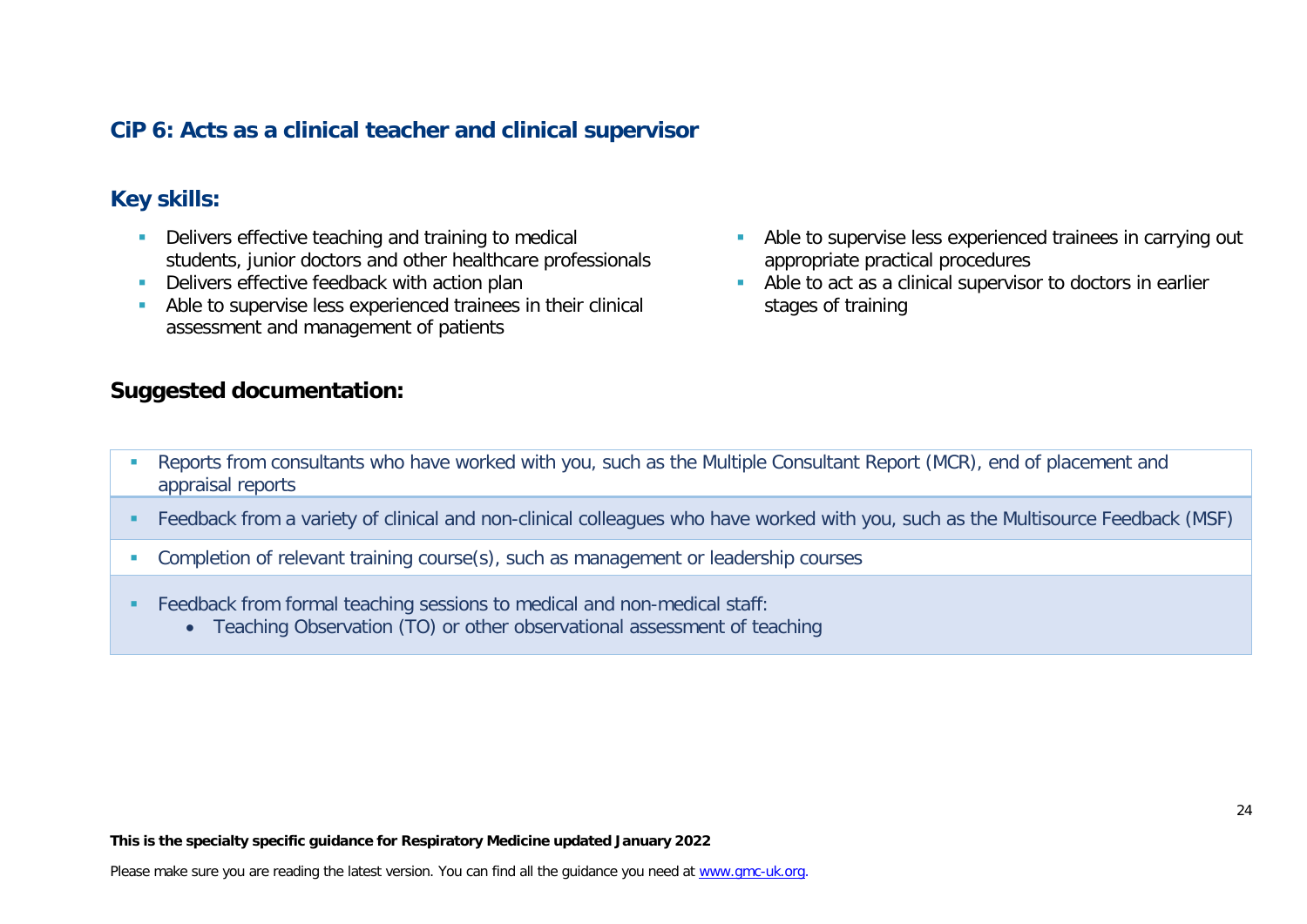### CiP 6: Acts as a clinical teacher and clinical supervisor

### Key skills:

- Delivers effective teaching and training to medical students, junior doctors and other healthcare professionals
- Delivers effective feedback with action plan
- Able to supervise less experienced trainees in their clinical assessment and management of patients
- Able to supervise less experienced trainees in carrying out appropriate practical procedures
- Able to act as a clinical supervisor to doctors in earlier stages of training

### Suggested documentation:

- Reports from consultants who have worked with you, such as the Multiple Consultant Report (MCR), end of placement and appraisal reports
- Feedback from a variety of clinical and non-clinical colleagues who have worked with you, such as the Multisource Feedback (MSF)
- Completion of relevant training course(s), such as management or leadership courses
- Feedback from formal teaching sessions to medical and non-medical staff:
    - Teaching Observation (TO) or other observational assessment of teaching

**This is the specialty specific guidance for Respiratory Medicine updated January 2022**

Please make sure you are reading the latest version. You can find all the guidance you need at www.gmc-uk.org.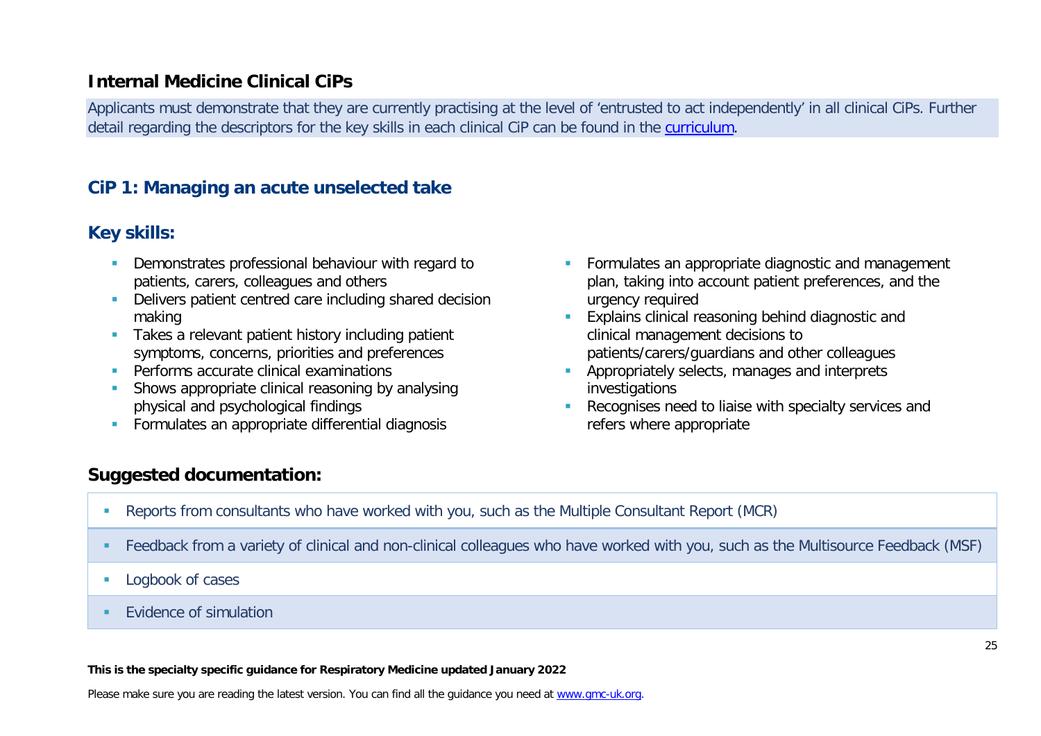## Internal Medicine Clinical CiPs

Applicants must demonstrate that they are currently practising at the level of 'entrusted to act independently' in all clinical CiPs. Further detail regarding the descriptors for the key skills in each clinical CiP can be found in the curriculum.

### CiP 1: Managing an acute unselected take

### Key skills:

- Demonstrates professional behaviour with regard to patients, carers, colleagues and others
- Delivers patient centred care including shared decision making
- Takes a relevant patient history including patient symptoms, concerns, priorities and preferences
- Performs accurate clinical examinations
- Shows appropriate clinical reasoning by analysing physical and psychological findings
- Formulates an appropriate differential diagnosis
- Formulates an appropriate diagnostic and management plan, taking into account patient preferences, and the urgency required
- Explains clinical reasoning behind diagnostic and clinical management decisions to patients/carers/guardians and other colleagues
- Appropriately selects, manages and interprets investigations
- Recognises need to liaise with specialty services and refers where appropriate

### Suggested documentation:

- Reports from consultants who have worked with you, such as the Multiple Consultant Report (MCR)
- Feedback from a variety of clinical and non-clinical colleagues who have worked with you, such as the Multisource Feedback (MSF)
- Logbook of cases
- Evidence of simulation

**This is the specialty specific guidance for Respiratory Medicine updated January 2022**

Please make sure you are reading the latest version. You can find all the guidance you need at www.gmc-uk.org.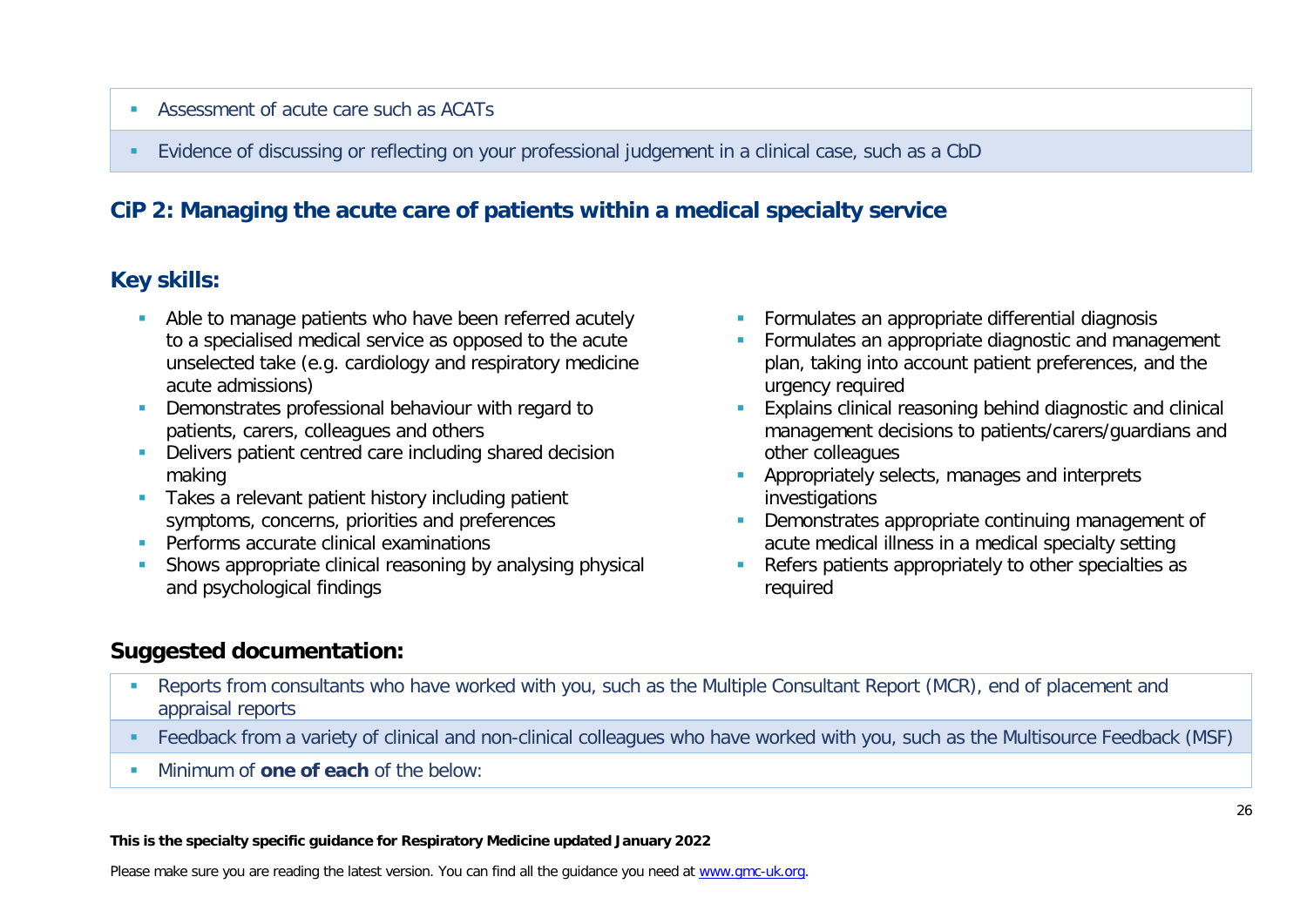- Assessment of acute care such as ACATs
- Evidence of discussing or reflecting on your professional judgement in a clinical case, such as a CbD

## CiP 2: Managing the acute care of patients within a medical specialty service

### Key skills:

- Able to manage patients who have been referred acutely to a specialised medical service as opposed to the acute unselected take (e.g. cardiology and respiratory medicine acute admissions)
- Demonstrates professional behaviour with regard to patients, carers, colleagues and others
- Delivers patient centred care including shared decision making
- Takes a relevant patient history including patient symptoms, concerns, priorities and preferences
- Performs accurate clinical examinations
- Shows appropriate clinical reasoning by analysing physical and psychological findings
- Formulates an appropriate differential diagnosis
- Formulates an appropriate diagnostic and management plan, taking into account patient preferences, and the urgency required
- Explains clinical reasoning behind diagnostic and clinical management decisions to patients/carers/guardians and other colleagues
- Appropriately selects, manages and interprets investigations
- Demonstrates appropriate continuing management of acute medical illness in a medical specialty setting
- Refers patients appropriately to other specialties as required

### Suggested documentation:

- Reports from consultants who have worked with you, such as the Multiple Consultant Report (MCR), end of placement and appraisal reports
- Feedback from a variety of clinical and non-clinical colleagues who have worked with you, such as the Multisource Feedback (MSF)
- Minimum of **one of each** of the below: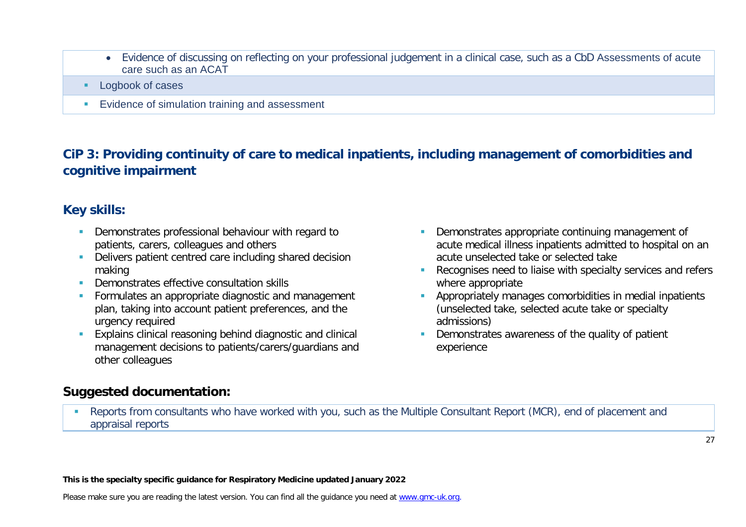- Evidence of discussing on reflecting on your professional judgement in a clinical case, such as a CbD Assessments of acute care such as an ACAT
- Logbook of cases
- Evidence of simulation training and assessment

## CiP 3: Providing continuity of care to medical inpatients, including management of comorbidities and cognitive impairment

### Key skills:

- Demonstrates professional behaviour with regard to patients, carers, colleagues and others
- Delivers patient centred care including shared decision making
- Demonstrates effective consultation skills
- Formulates an appropriate diagnostic and management plan, taking into account patient preferences, and the urgency required
- Explains clinical reasoning behind diagnostic and clinical management decisions to patients/carers/guardians and other colleagues
- Demonstrates appropriate continuing management of acute medical illness inpatients admitted to hospital on an acute unselected take or selected take
- Recognises need to liaise with specialty services and refers where appropriate
- Appropriately manages comorbidities in medial inpatients (unselected take, selected acute take or specialty admissions)
- Demonstrates awareness of the quality of patient experience

### Suggested documentation:

- Reports from consultants who have worked with you, such as the Multiple Consultant Report (MCR), end of placement and appraisal reports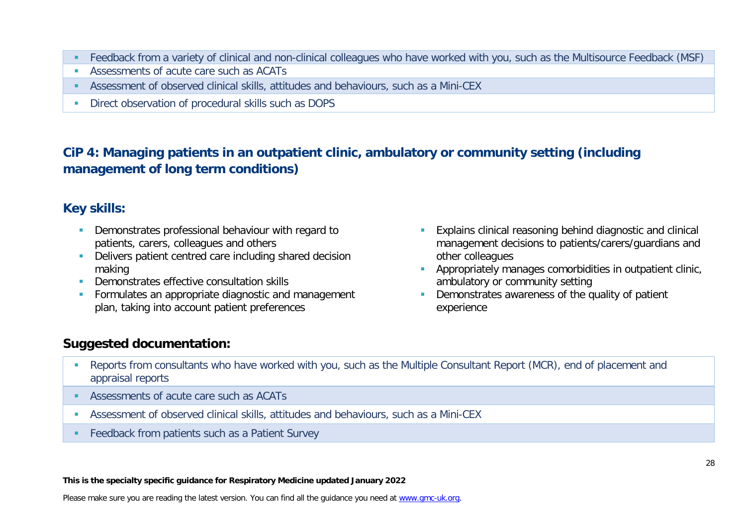- Feedback from a variety of clinical and non-clinical colleagues who have worked with you, such as the Multisource Feedback (MSF)
- Assessments of acute care such as ACATs
- Assessment of observed clinical skills, attitudes and behaviours, such as a Mini-CEX
- Direct observation of procedural skills such as DOPS

## CiP 4: Managing patients in an outpatient clinic, ambulatory or community setting (including management of long term conditions)

### Key skills:

- Demonstrates professional behaviour with regard to patients, carers, colleagues and others
- Delivers patient centred care including shared decision making
- Demonstrates effective consultation skills
- Formulates an appropriate diagnostic and management plan, taking into account patient preferences
- Explains clinical reasoning behind diagnostic and clinical management decisions to patients/carers/guardians and other colleagues
- Appropriately manages comorbidities in outpatient clinic, ambulatory or community setting
- Demonstrates awareness of the quality of patient experience

### Suggested documentation:

- Reports from consultants who have worked with you, such as the Multiple Consultant Report (MCR), end of placement and appraisal reports
- Assessments of acute care such as ACATs
- Assessment of observed clinical skills, attitudes and behaviours, such as a Mini-CEX
- Feedback from patients such as a Patient Survey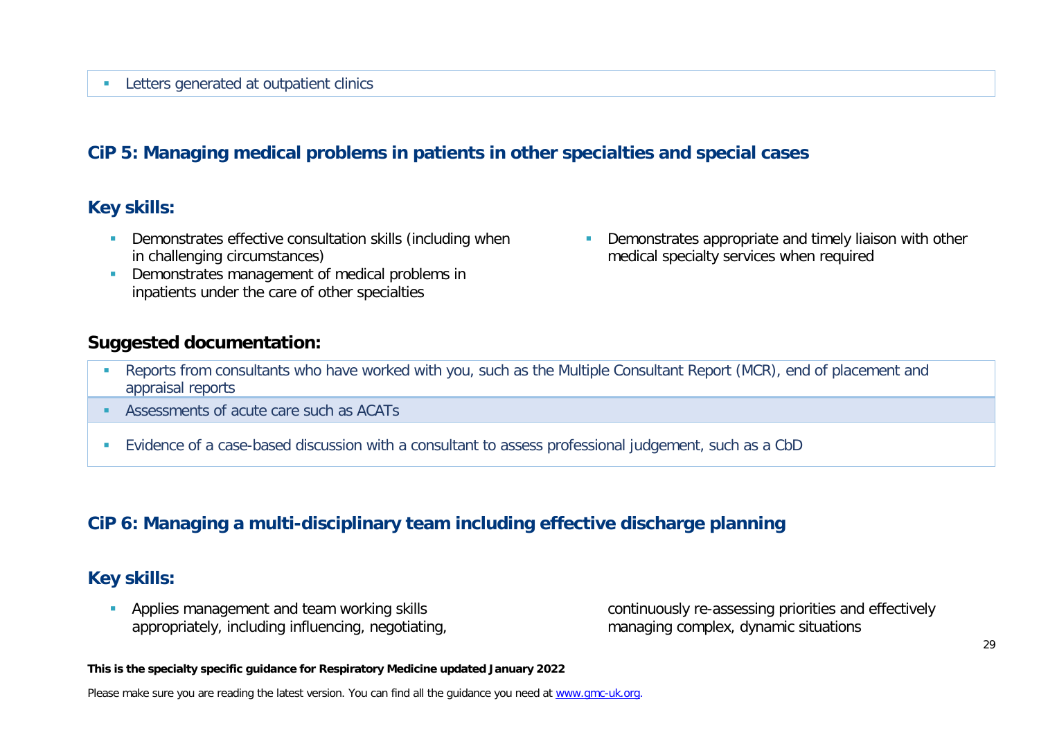- Letters generated at outpatient clinics

## CiP 5: Managing medical problems in patients in other specialties and special cases

### Key skills:

- Demonstrates effective consultation skills (including when in challenging circumstances)
- Demonstrates management of medical problems in inpatients under the care of other specialties
- Demonstrates appropriate and timely liaison with other medical specialty services when required

### Suggested documentation:

- Reports from consultants who have worked with you, such as the Multiple Consultant Report (MCR), end of placement and appraisal reports
- Assessments of acute care such as ACATs
- Evidence of a case-based discussion with a consultant to assess professional judgement, such as a CbD

## CiP 6: Managing a multi-disciplinary team including effective discharge planning

### Key skills:

- Applies management and team working skills appropriately, including influencing, negotiating, continuously re-assessing priorities and effectively managing complex, dynamic situations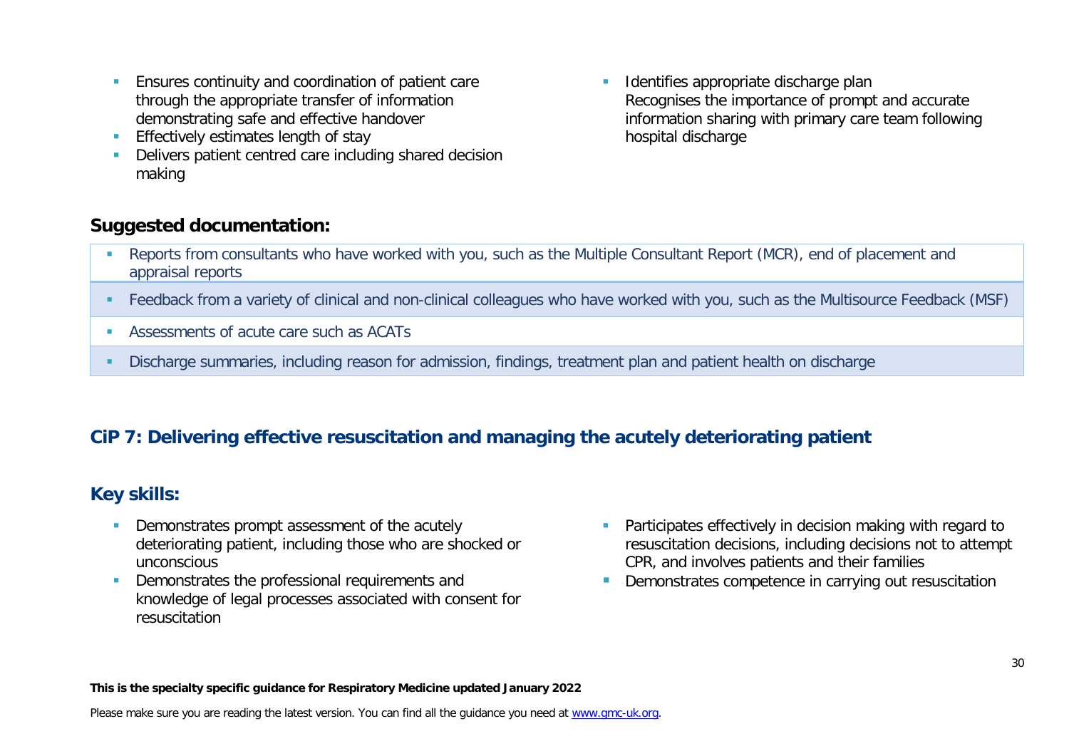- Ensures continuity and coordination of patient care through the appropriate transfer of information demonstrating safe and effective handover
- Effectively estimates length of stay
- Delivers patient centred care including shared decision making
- Identifies appropriate discharge plan
  Recognises the importance of prompt and accurate information sharing with primary care team following hospital discharge

## Suggested documentation:

- Reports from consultants who have worked with you, such as the Multiple Consultant Report (MCR), end of placement and appraisal reports
- Feedback from a variety of clinical and non-clinical colleagues who have worked with you, such as the Multisource Feedback (MSF)
- Assessments of acute care such as ACATs
- Discharge summaries, including reason for admission, findings, treatment plan and patient health on discharge

## CiP 7: Delivering effective resuscitation and managing the acutely deteriorating patient

## Key skills:

- Demonstrates prompt assessment of the acutely deteriorating patient, including those who are shocked or unconscious
- Demonstrates the professional requirements and knowledge of legal processes associated with consent for resuscitation
- Participates effectively in decision making with regard to resuscitation decisions, including decisions not to attempt CPR, and involves patients and their families
- Demonstrates competence in carrying out resuscitation

**This is the specialty specific guidance for Respiratory Medicine updated January 2022**

Please make sure you are reading the latest version. You can find all the guidance you need at www.gmc-uk.org.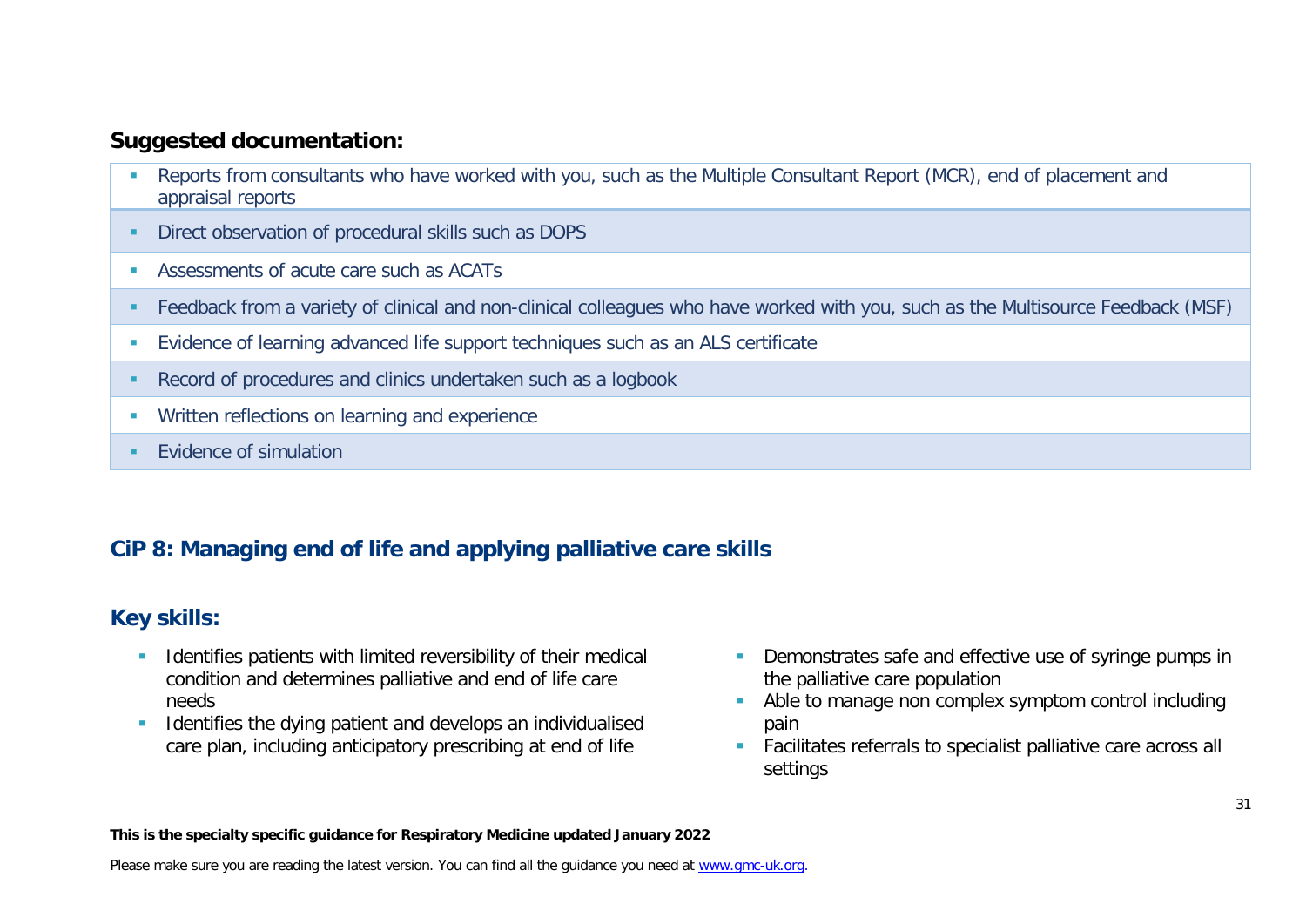## Suggested documentation:

- Reports from consultants who have worked with you, such as the Multiple Consultant Report (MCR), end of placement and appraisal reports
- Direct observation of procedural skills such as DOPS
- Assessments of acute care such as ACATs
- Feedback from a variety of clinical and non-clinical colleagues who have worked with you, such as the Multisource Feedback (MSF)
- Evidence of learning advanced life support techniques such as an ALS certificate
- Record of procedures and clinics undertaken such as a logbook
- Written reflections on learning and experience
- Evidence of simulation

## CiP 8: Managing end of life and applying palliative care skills

## Key skills:

- Identifies patients with limited reversibility of their medical condition and determines palliative and end of life care needs
- Identifies the dying patient and develops an individualised care plan, including anticipatory prescribing at end of life
- Demonstrates safe and effective use of syringe pumps in the palliative care population
- Able to manage non complex symptom control including pain
- Facilitates referrals to specialist palliative care across all settings

**This is the specialty specific guidance for Respiratory Medicine updated January 2022**

Please make sure you are reading the latest version. You can find all the guidance you need at www.gmc-uk.org.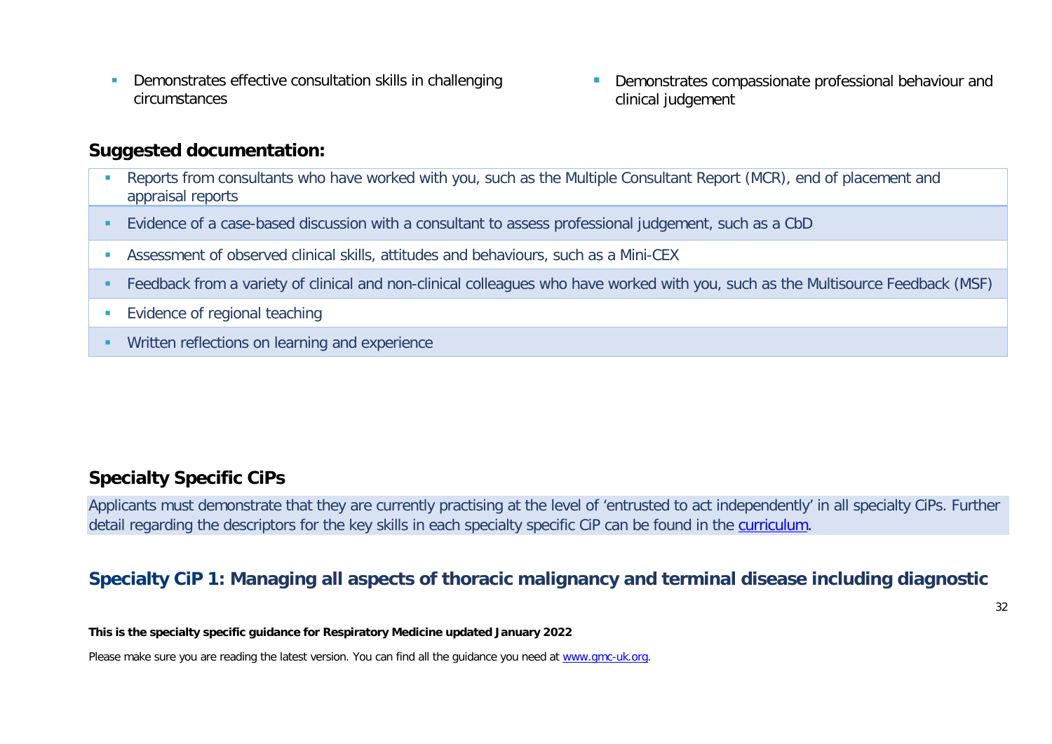- Demonstrates effective consultation skills in challenging circumstances
- Demonstrates compassionate professional behaviour and clinical judgement

**Suggested documentation:**

- Reports from consultants who have worked with you, such as the Multiple Consultant Report (MCR), end of placement and appraisal reports
- Evidence of a case-based discussion with a consultant to assess professional judgement, such as a CbD
- Assessment of observed clinical skills, attitudes and behaviours, such as a Mini-CEX
- Feedback from a variety of clinical and non-clinical colleagues who have worked with you, such as the Multisource Feedback (MSF)
- Evidence of regional teaching
- Written reflections on learning and experience

## Specialty Specific CiPs

Applicants must demonstrate that they are currently practising at the level of 'entrusted to act independently' in all specialty CiPs. Further detail regarding the descriptors for the key skills in each specialty specific CiP can be found in the curriculum.

### Specialty CiP 1: Managing all aspects of thoracic malignancy and terminal disease including diagnostic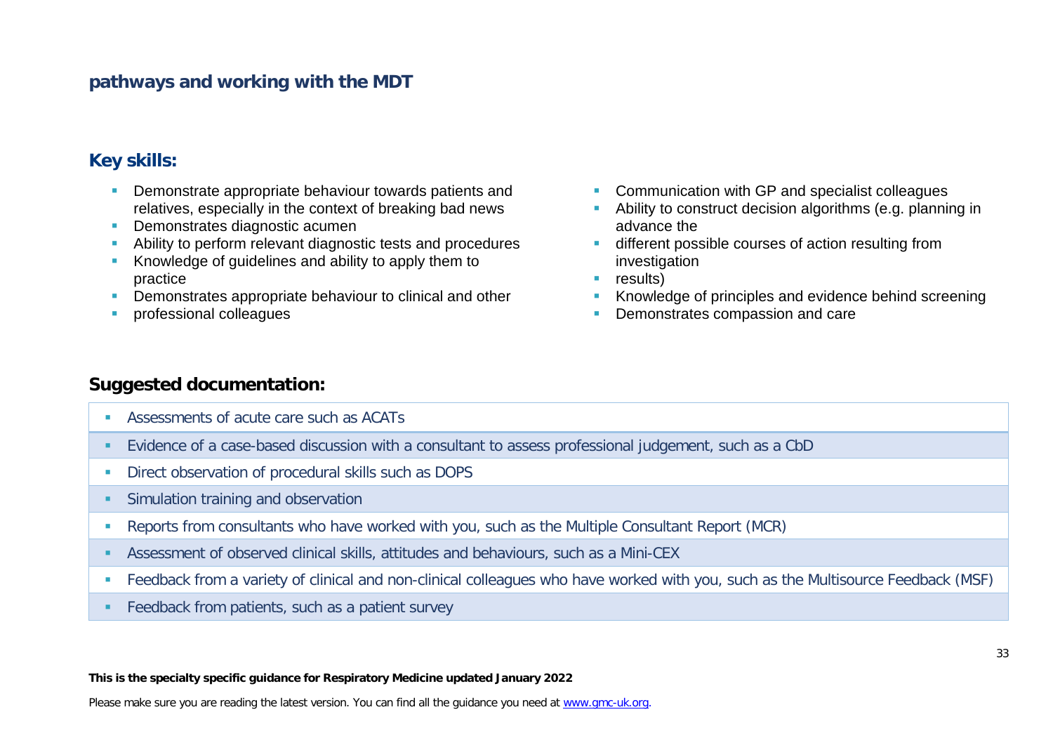**pathways and working with the MDT**

## Key skills:

- Demonstrate appropriate behaviour towards patients and relatives, especially in the context of breaking bad news
- Demonstrates diagnostic acumen
- Ability to perform relevant diagnostic tests and procedures
- Knowledge of guidelines and ability to apply them to practice
- Demonstrates appropriate behaviour to clinical and other
- professional colleagues
- Communication with GP and specialist colleagues
- Ability to construct decision algorithms (e.g. planning in advance the
- different possible courses of action resulting from investigation
- results)
- Knowledge of principles and evidence behind screening
- Demonstrates compassion and care

## Suggested documentation:

- Assessments of acute care such as ACATs
- Evidence of a case-based discussion with a consultant to assess professional judgement, such as a CbD
- Direct observation of procedural skills such as DOPS
- Simulation training and observation
- Reports from consultants who have worked with you, such as the Multiple Consultant Report (MCR)
- Assessment of observed clinical skills, attitudes and behaviours, such as a Mini-CEX
- Feedback from a variety of clinical and non-clinical colleagues who have worked with you, such as the Multisource Feedback (MSF)
- Feedback from patients, such as a patient survey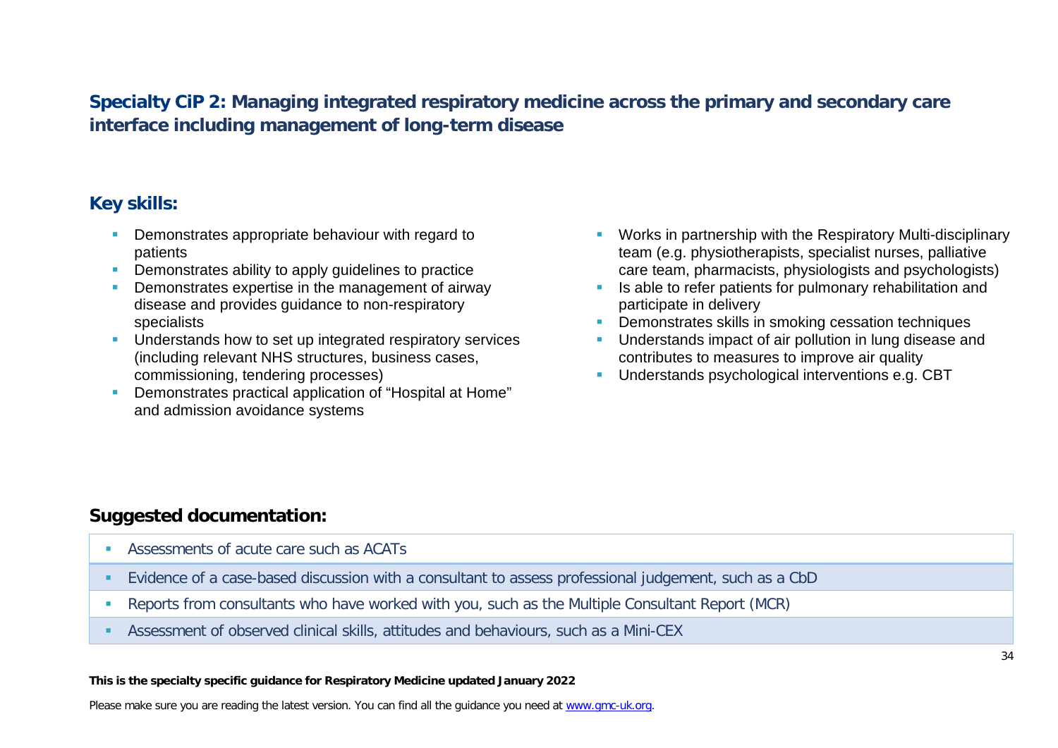## Specialty CiP 2: Managing integrated respiratory medicine across the primary and secondary care interface including management of long-term disease

### Key skills:

- Demonstrates appropriate behaviour with regard to patients
- Demonstrates ability to apply guidelines to practice
- Demonstrates expertise in the management of airway disease and provides guidance to non-respiratory specialists
- Understands how to set up integrated respiratory services (including relevant NHS structures, business cases, commissioning, tendering processes)
- Demonstrates practical application of "Hospital at Home" and admission avoidance systems
- Works in partnership with the Respiratory Multi-disciplinary team (e.g. physiotherapists, specialist nurses, palliative care team, pharmacists, physiologists and psychologists)
- Is able to refer patients for pulmonary rehabilitation and participate in delivery
- Demonstrates skills in smoking cessation techniques
- Understands impact of air pollution in lung disease and contributes to measures to improve air quality
- Understands psychological interventions e.g. CBT

### Suggested documentation:

- Assessments of acute care such as ACATs
- Evidence of a case-based discussion with a consultant to assess professional judgement, such as a CbD
- Reports from consultants who have worked with you, such as the Multiple Consultant Report (MCR)
- Assessment of observed clinical skills, attitudes and behaviours, such as a Mini-CEX

**This is the specialty specific guidance for Respiratory Medicine updated January 2022**

Please make sure you are reading the latest version. You can find all the guidance you need at www.gmc-uk.org.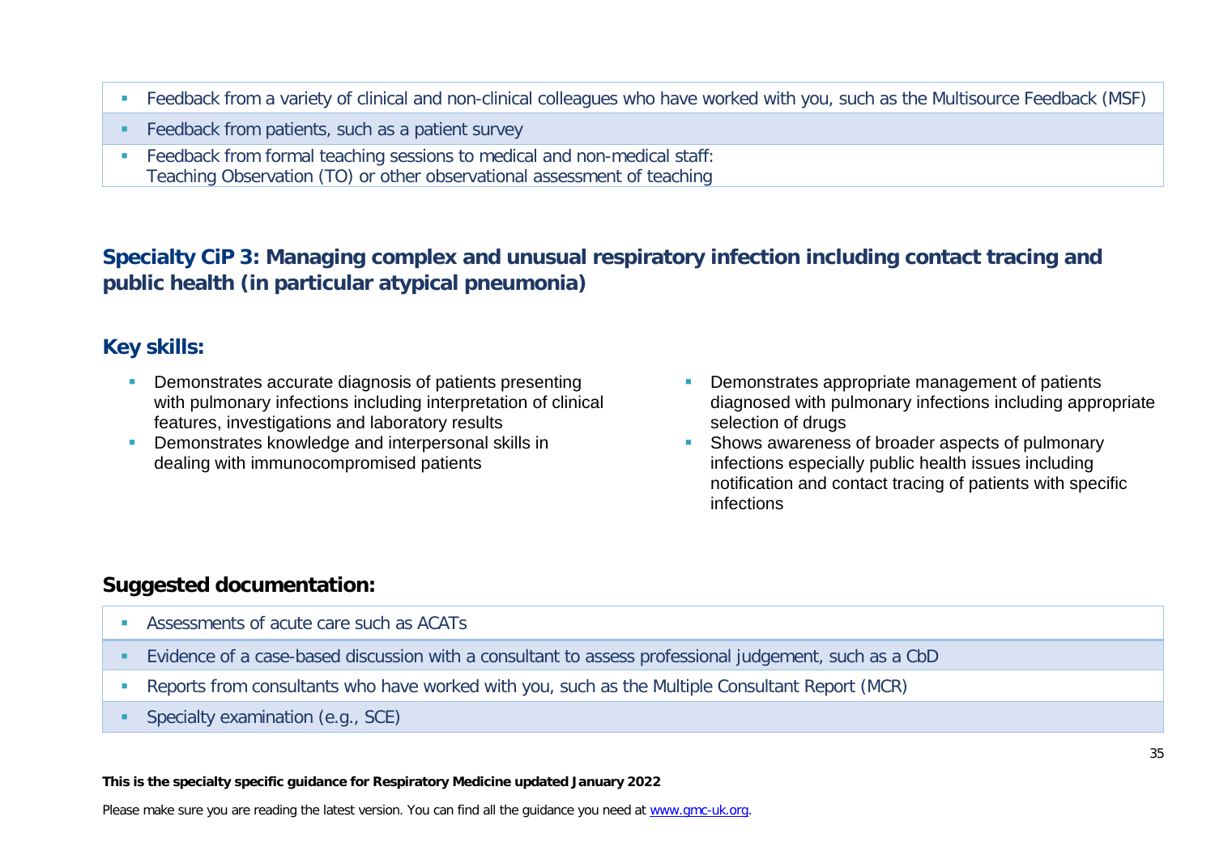- Feedback from a variety of clinical and non-clinical colleagues who have worked with you, such as the Multisource Feedback (MSF)
- Feedback from patients, such as a patient survey
- Feedback from formal teaching sessions to medical and non-medical staff: Teaching Observation (TO) or other observational assessment of teaching

## Specialty CiP 3: Managing complex and unusual respiratory infection including contact tracing and public health (in particular atypical pneumonia)

### Key skills:

- Demonstrates accurate diagnosis of patients presenting with pulmonary infections including interpretation of clinical features, investigations and laboratory results
- Demonstrates knowledge and interpersonal skills in dealing with immunocompromised patients
- Demonstrates appropriate management of patients diagnosed with pulmonary infections including appropriate selection of drugs
- Shows awareness of broader aspects of pulmonary infections especially public health issues including notification and contact tracing of patients with specific infections

### Suggested documentation:

- Assessments of acute care such as ACATs
- Evidence of a case-based discussion with a consultant to assess professional judgement, such as a CbD
- Reports from consultants who have worked with you, such as the Multiple Consultant Report (MCR)
- Specialty examination (e.g., SCE)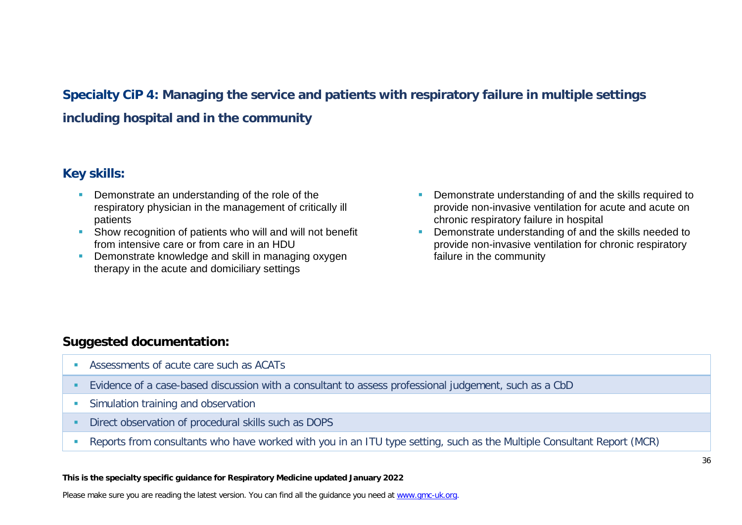## Specialty CiP 4: Managing the service and patients with respiratory failure in multiple settings including hospital and in the community

### Key skills:

- Demonstrate an understanding of the role of the respiratory physician in the management of critically ill patients
- Show recognition of patients who will and will not benefit from intensive care or from care in an HDU
- Demonstrate knowledge and skill in managing oxygen therapy in the acute and domiciliary settings
- Demonstrate understanding of and the skills required to provide non-invasive ventilation for acute and acute on chronic respiratory failure in hospital
- Demonstrate understanding of and the skills needed to provide non-invasive ventilation for chronic respiratory failure in the community

### Suggested documentation:

- Assessments of acute care such as ACATs
- Evidence of a case-based discussion with a consultant to assess professional judgement, such as a CbD
- Simulation training and observation
- Direct observation of procedural skills such as DOPS
- Reports from consultants who have worked with you in an ITU type setting, such as the Multiple Consultant Report (MCR)

**This is the specialty specific guidance for Respiratory Medicine updated January 2022**

Please make sure you are reading the latest version. You can find all the guidance you need at www.gmc-uk.org.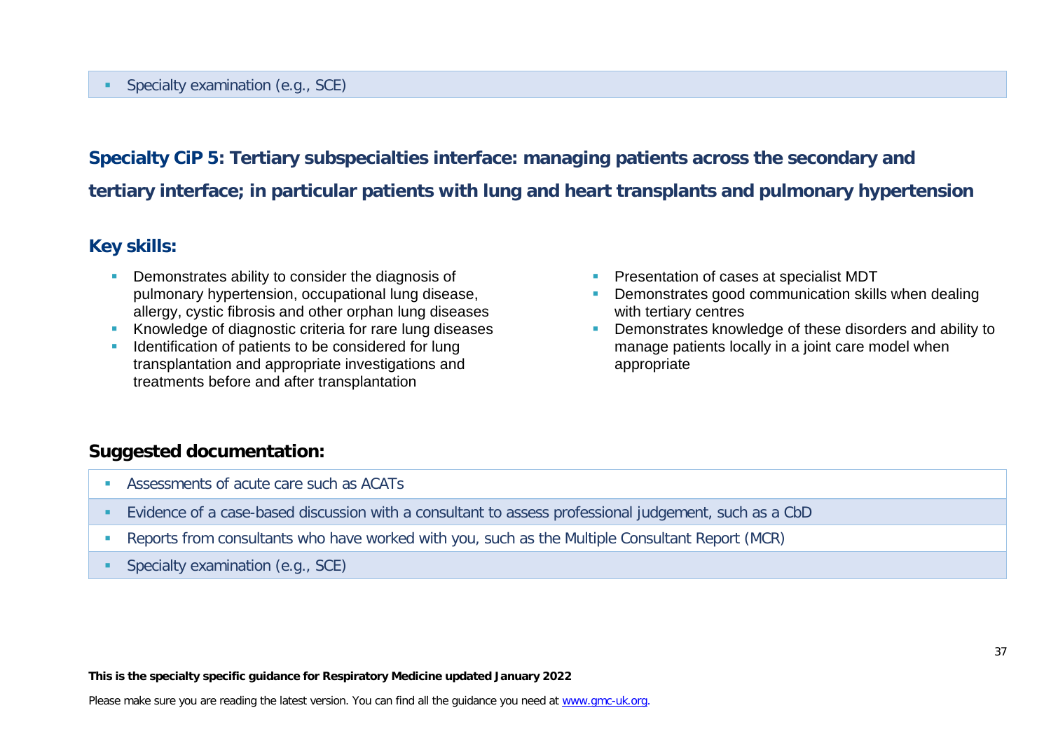- Specialty examination (e.g., SCE)

## Specialty CiP 5: Tertiary subspecialties interface: managing patients across the secondary and tertiary interface; in particular patients with lung and heart transplants and pulmonary hypertension

### Key skills:

- Demonstrates ability to consider the diagnosis of pulmonary hypertension, occupational lung disease, allergy, cystic fibrosis and other orphan lung diseases
- Knowledge of diagnostic criteria for rare lung diseases
- Identification of patients to be considered for lung transplantation and appropriate investigations and treatments before and after transplantation
- Presentation of cases at specialist MDT
- Demonstrates good communication skills when dealing with tertiary centres
- Demonstrates knowledge of these disorders and ability to manage patients locally in a joint care model when appropriate

### Suggested documentation:

- Assessments of acute care such as ACATs
- Evidence of a case-based discussion with a consultant to assess professional judgement, such as a CbD
- Reports from consultants who have worked with you, such as the Multiple Consultant Report (MCR)
- Specialty examination (e.g., SCE)

**This is the specialty specific guidance for Respiratory Medicine updated January 2022**

Please make sure you are reading the latest version. You can find all the guidance you need at [www.gmc-uk.org](www.gmc-uk.org).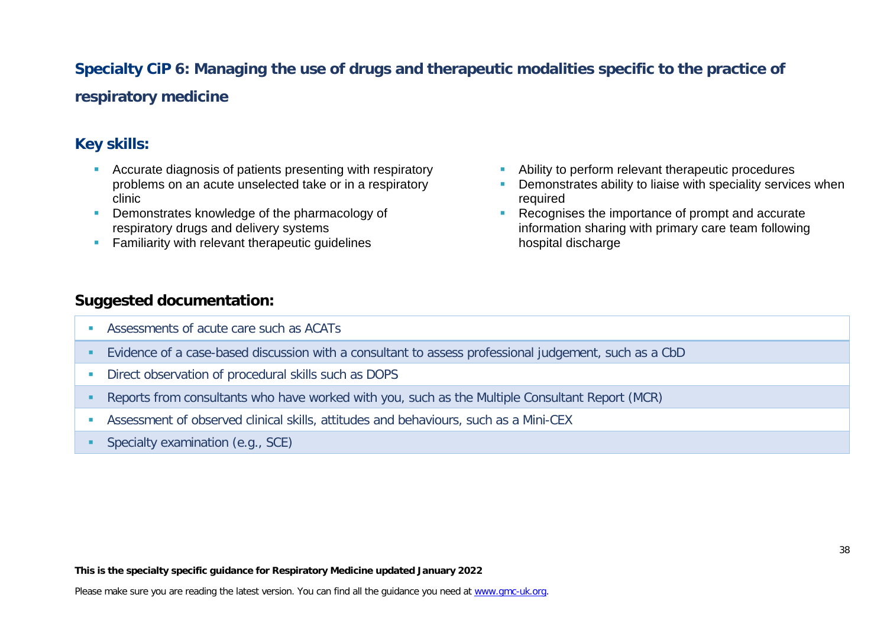## Specialty CiP 6: Managing the use of drugs and therapeutic modalities specific to the practice of respiratory medicine

### Key skills:

- Accurate diagnosis of patients presenting with respiratory problems on an acute unselected take or in a respiratory clinic
- Demonstrates knowledge of the pharmacology of respiratory drugs and delivery systems
- Familiarity with relevant therapeutic guidelines
- Ability to perform relevant therapeutic procedures
- Demonstrates ability to liaise with speciality services when required
- Recognises the importance of prompt and accurate information sharing with primary care team following hospital discharge

### Suggested documentation:

- Assessments of acute care such as ACATs
- Evidence of a case-based discussion with a consultant to assess professional judgement, such as a CbD
- Direct observation of procedural skills such as DOPS
- Reports from consultants who have worked with you, such as the Multiple Consultant Report (MCR)
- Assessment of observed clinical skills, attitudes and behaviours, such as a Mini-CEX
- Specialty examination (e.g., SCE)

**This is the specialty specific guidance for Respiratory Medicine updated January 2022**

Please make sure you are reading the latest version. You can find all the guidance you need at www.gmc-uk.org.